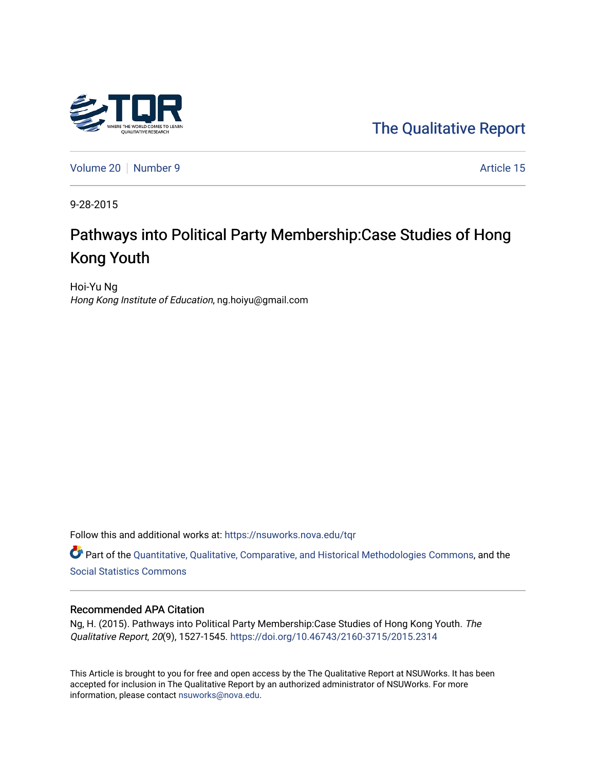The Qualitative Report

Volume 20 | Number 9 | Article 15

9-28-2015

# Pathways into Political Party Membership:Case Studies of Hong Kong Youth

Hoi-Yu Ng
*Hong Kong Institute of Education*, ng.hoiyu@gmail.com

Follow this and additional works at: https://nsuworks.nova.edu/tqr

Part of the Quantitative, Qualitative, Comparative, and Historical Methodologies Commons, and the Social Statistics Commons

## Recommended APA Citation

Ng, H. (2015). Pathways into Political Party Membership:Case Studies of Hong Kong Youth. *The Qualitative Report*, *20*(9), 1527-1545. https://doi.org/10.46743/2160-3715/2015.2314

This Article is brought to you for free and open access by the The Qualitative Report at NSUWorks. It has been accepted for inclusion in The Qualitative Report by an authorized administrator of NSUWorks. For more information, please contact nsuworks@nova.edu.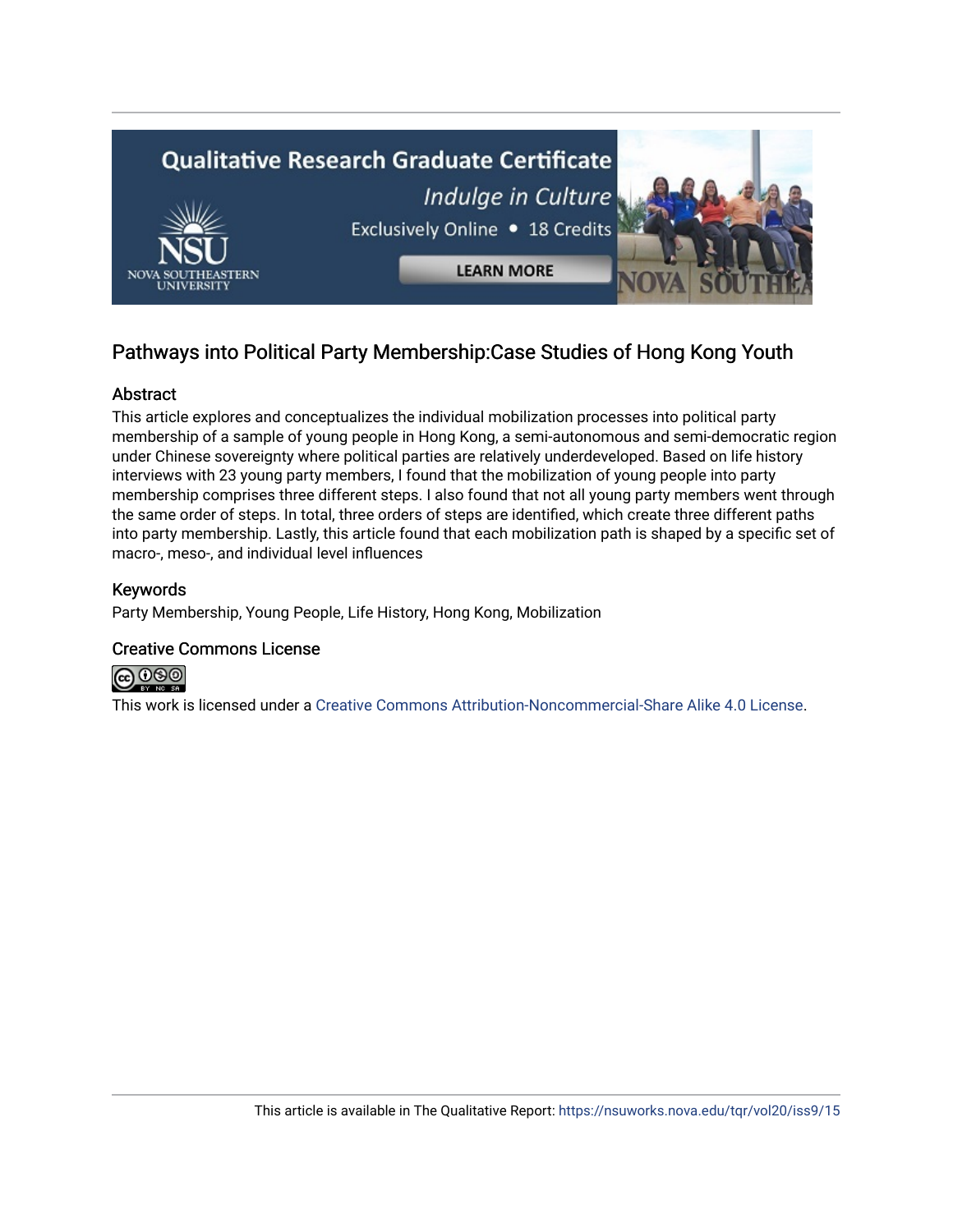## Pathways into Political Party Membership:Case Studies of Hong Kong Youth

### Abstract

This article explores and conceptualizes the individual mobilization processes into political party membership of a sample of young people in Hong Kong, a semi-autonomous and semi-democratic region under Chinese sovereignty where political parties are relatively underdeveloped. Based on life history interviews with 23 young party members, I found that the mobilization of young people into party membership comprises three different steps. I also found that not all young party members went through the same order of steps. In total, three orders of steps are identified, which create three different paths into party membership. Lastly, this article found that each mobilization path is shaped by a specific set of macro-, meso-, and individual level influences

### Keywords

Party Membership, Young People, Life History, Hong Kong, Mobilization

### Creative Commons License

This work is licensed under a Creative Commons Attribution-Noncommercial-Share Alike 4.0 License.

This article is available in The Qualitative Report: https://nsuworks.nova.edu/tqr/vol20/iss9/15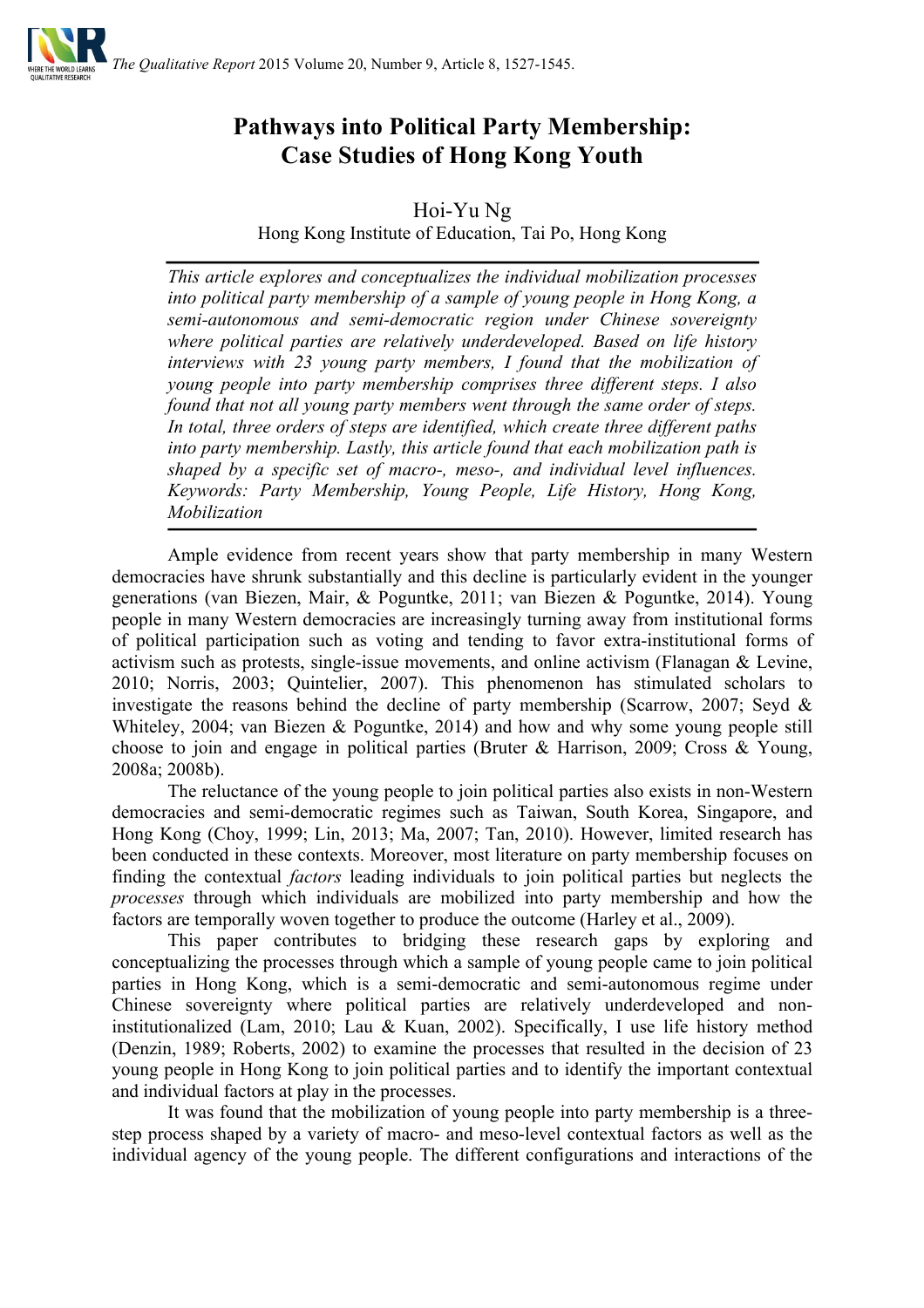# Pathways into Political Party Membership: Case Studies of Hong Kong Youth

Hoi-Yu Ng

Hong Kong Institute of Education, Tai Po, Hong Kong

*This article explores and conceptualizes the individual mobilization processes into political party membership of a sample of young people in Hong Kong, a semi-autonomous and semi-democratic region under Chinese sovereignty where political parties are relatively underdeveloped. Based on life history interviews with 23 young party members, I found that the mobilization of young people into party membership comprises three different steps. I also found that not all young party members went through the same order of steps. In total, three orders of steps are identified, which create three different paths into party membership. Lastly, this article found that each mobilization path is shaped by a specific set of macro-, meso-, and individual level influences. Keywords: Party Membership, Young People, Life History, Hong Kong, Mobilization*

Ample evidence from recent years show that party membership in many Western democracies have shrunk substantially and this decline is particularly evident in the younger generations (van Biezen, Mair, & Poguntke, 2011; van Biezen & Poguntke, 2014). Young people in many Western democracies are increasingly turning away from institutional forms of political participation such as voting and tending to favor extra-institutional forms of activism such as protests, single-issue movements, and online activism (Flanagan & Levine, 2010; Norris, 2003; Quintelier, 2007). This phenomenon has stimulated scholars to investigate the reasons behind the decline of party membership (Scarrow, 2007; Seyd & Whiteley, 2004; van Biezen & Poguntke, 2014) and how and why some young people still choose to join and engage in political parties (Bruter & Harrison, 2009; Cross & Young, 2008a; 2008b).

The reluctance of the young people to join political parties also exists in non-Western democracies and semi-democratic regimes such as Taiwan, South Korea, Singapore, and Hong Kong (Choy, 1999; Lin, 2013; Ma, 2007; Tan, 2010). However, limited research has been conducted in these contexts. Moreover, most literature on party membership focuses on finding the contextual *factors* leading individuals to join political parties but neglects the *processes* through which individuals are mobilized into party membership and how the factors are temporally woven together to produce the outcome (Harley et al., 2009).

This paper contributes to bridging these research gaps by exploring and conceptualizing the processes through which a sample of young people came to join political parties in Hong Kong, which is a semi-democratic and semi-autonomous regime under Chinese sovereignty where political parties are relatively underdeveloped and non-institutionalized (Lam, 2010; Lau & Kuan, 2002). Specifically, I use life history method (Denzin, 1989; Roberts, 2002) to examine the processes that resulted in the decision of 23 young people in Hong Kong to join political parties and to identify the important contextual and individual factors at play in the processes.

It was found that the mobilization of young people into party membership is a three-step process shaped by a variety of macro- and meso-level contextual factors as well as the individual agency of the young people. The different configurations and interactions of the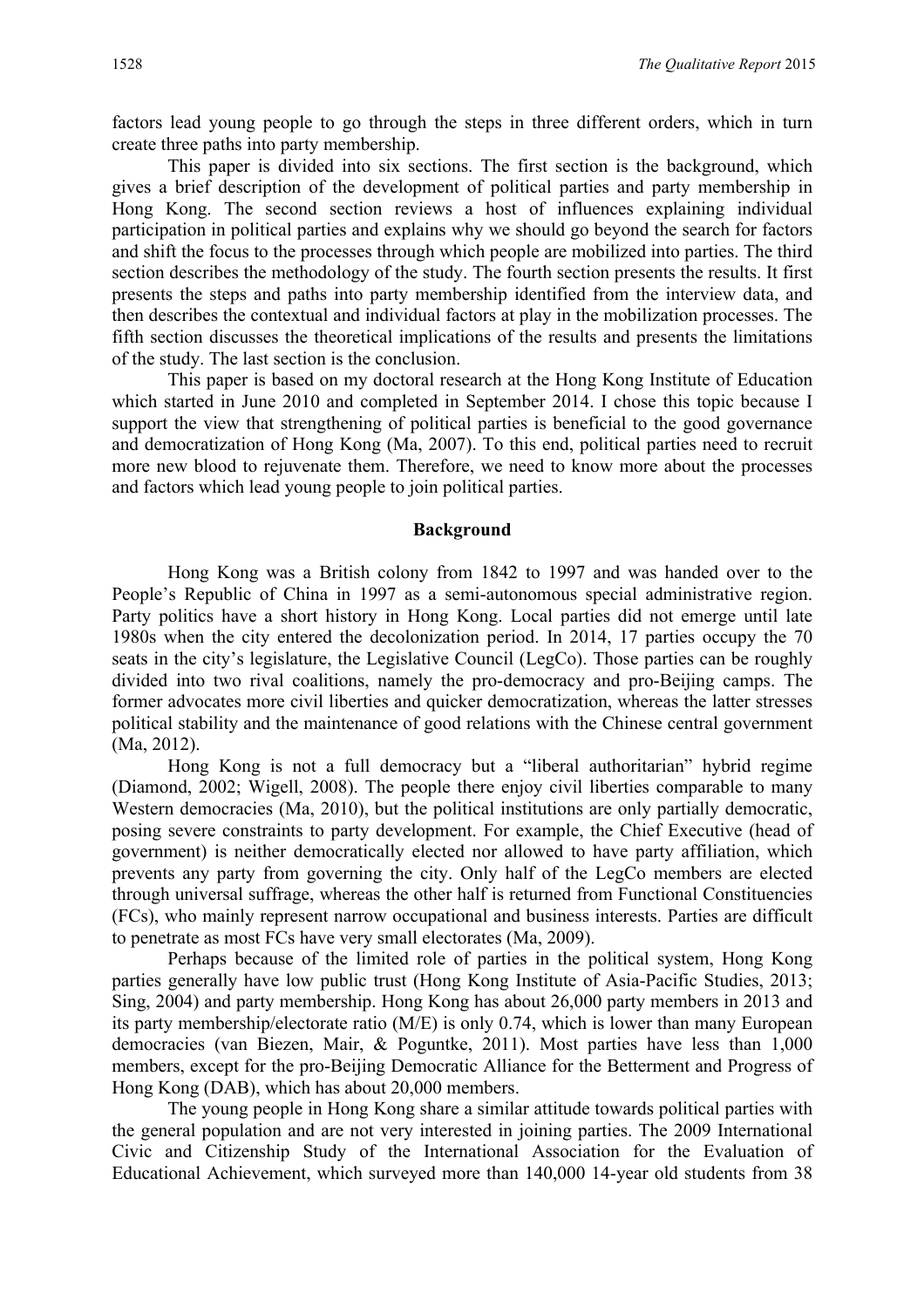factors lead young people to go through the steps in three different orders, which in turn create three paths into party membership.

This paper is divided into six sections. The first section is the background, which gives a brief description of the development of political parties and party membership in Hong Kong. The second section reviews a host of influences explaining individual participation in political parties and explains why we should go beyond the search for factors and shift the focus to the processes through which people are mobilized into parties. The third section describes the methodology of the study. The fourth section presents the results. It first presents the steps and paths into party membership identified from the interview data, and then describes the contextual and individual factors at play in the mobilization processes. The fifth section discusses the theoretical implications of the results and presents the limitations of the study. The last section is the conclusion.

This paper is based on my doctoral research at the Hong Kong Institute of Education which started in June 2010 and completed in September 2014. I chose this topic because I support the view that strengthening of political parties is beneficial to the good governance and democratization of Hong Kong (Ma, 2007). To this end, political parties need to recruit more new blood to rejuvenate them. Therefore, we need to know more about the processes and factors which lead young people to join political parties.

## Background

Hong Kong was a British colony from 1842 to 1997 and was handed over to the People's Republic of China in 1997 as a semi-autonomous special administrative region. Party politics have a short history in Hong Kong. Local parties did not emerge until late 1980s when the city entered the decolonization period. In 2014, 17 parties occupy the 70 seats in the city's legislature, the Legislative Council (LegCo). Those parties can be roughly divided into two rival coalitions, namely the pro-democracy and pro-Beijing camps. The former advocates more civil liberties and quicker democratization, whereas the latter stresses political stability and the maintenance of good relations with the Chinese central government (Ma, 2012).

Hong Kong is not a full democracy but a "liberal authoritarian" hybrid regime (Diamond, 2002; Wigell, 2008). The people there enjoy civil liberties comparable to many Western democracies (Ma, 2010), but the political institutions are only partially democratic, posing severe constraints to party development. For example, the Chief Executive (head of government) is neither democratically elected nor allowed to have party affiliation, which prevents any party from governing the city. Only half of the LegCo members are elected through universal suffrage, whereas the other half is returned from Functional Constituencies (FCs), who mainly represent narrow occupational and business interests. Parties are difficult to penetrate as most FCs have very small electorates (Ma, 2009).

Perhaps because of the limited role of parties in the political system, Hong Kong parties generally have low public trust (Hong Kong Institute of Asia-Pacific Studies, 2013; Sing, 2004) and party membership. Hong Kong has about 26,000 party members in 2013 and its party membership/electorate ratio (M/E) is only 0.74, which is lower than many European democracies (van Biezen, Mair, & Poguntke, 2011). Most parties have less than 1,000 members, except for the pro-Beijing Democratic Alliance for the Betterment and Progress of Hong Kong (DAB), which has about 20,000 members.

The young people in Hong Kong share a similar attitude towards political parties with the general population and are not very interested in joining parties. The 2009 International Civic and Citizenship Study of the International Association for the Evaluation of Educational Achievement, which surveyed more than 140,000 14-year old students from 38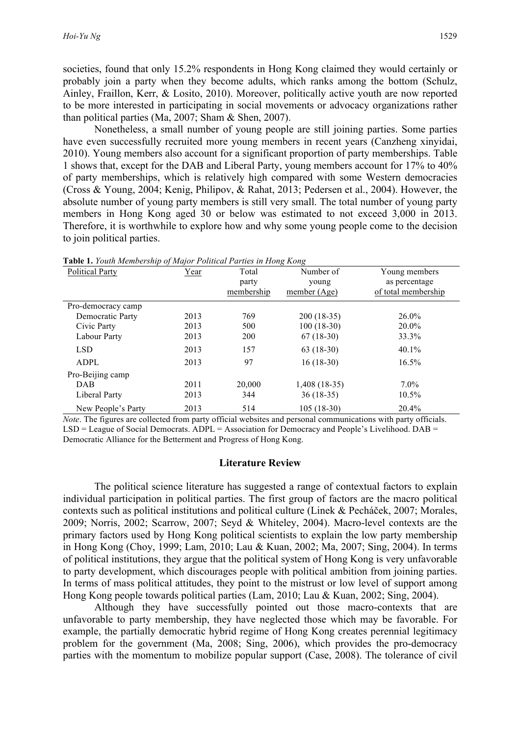societies, found that only 15.2% respondents in Hong Kong claimed they would certainly or probably join a party when they become adults, which ranks among the bottom (Schulz, Ainley, Fraillon, Kerr, & Losito, 2010). Moreover, politically active youth are now reported to be more interested in participating in social movements or advocacy organizations rather than political parties (Ma, 2007; Sham & Shen, 2007).

Nonetheless, a small number of young people are still joining parties. Some parties have even successfully recruited more young members in recent years (Canzheng xinyidai, 2010). Young members also account for a significant proportion of party memberships. Table 1 shows that, except for the DAB and Liberal Party, young members account for 17% to 40% of party memberships, which is relatively high compared with some Western democracies (Cross & Young, 2004; Kenig, Philipov, & Rahat, 2013; Pedersen et al., 2004). However, the absolute number of young party members is still very small. The total number of young party members in Hong Kong aged 30 or below was estimated to not exceed 3,000 in 2013. Therefore, it is worthwhile to explore how and why some young people come to the decision to join political parties.

**Table 1.** *Youth Membership of Major Political Parties in Hong Kong*

| Political Party | Year | Total party membership | Number of young member (Age) | Young members as percentage of total membership |
|---|---|---|---|---|
| Pro-democracy camp | | | | |
| Democratic Party | 2013 | 769 | 200 (18-35) | 26.0% |
| Civic Party | 2013 | 500 | 100 (18-30) | 20.0% |
| Labour Party | 2013 | 200 | 67 (18-30) | 33.3% |
| LSD | 2013 | 157 | 63 (18-30) | 40.1% |
| ADPL | 2013 | 97 | 16 (18-30) | 16.5% |
| Pro-Beijing camp | | | | |
| DAB | 2011 | 20,000 | 1,408 (18-35) | 7.0% |
| Liberal Party | 2013 | 344 | 36 (18-35) | 10.5% |
| New People's Party | 2013 | 514 | 105 (18-30) | 20.4% |

*Note*. The figures are collected from party official websites and personal communications with party officials. LSD = League of Social Democrats. ADPL = Association for Democracy and People's Livelihood. DAB = Democratic Alliance for the Betterment and Progress of Hong Kong.

## Literature Review

The political science literature has suggested a range of contextual factors to explain individual participation in political parties. The first group of factors are the macro political contexts such as political institutions and political culture (Linek & Pecháček, 2007; Morales, 2009; Norris, 2002; Scarrow, 2007; Seyd & Whiteley, 2004). Macro-level contexts are the primary factors used by Hong Kong political scientists to explain the low party membership in Hong Kong (Choy, 1999; Lam, 2010; Lau & Kuan, 2002; Ma, 2007; Sing, 2004). In terms of political institutions, they argue that the political system of Hong Kong is very unfavorable to party development, which discourages people with political ambition from joining parties. In terms of mass political attitudes, they point to the mistrust or low level of support among Hong Kong people towards political parties (Lam, 2010; Lau & Kuan, 2002; Sing, 2004).

Although they have successfully pointed out those macro-contexts that are unfavorable to party membership, they have neglected those which may be favorable. For example, the partially democratic hybrid regime of Hong Kong creates perennial legitimacy problem for the government (Ma, 2008; Sing, 2006), which provides the pro-democracy parties with the momentum to mobilize popular support (Case, 2008). The tolerance of civil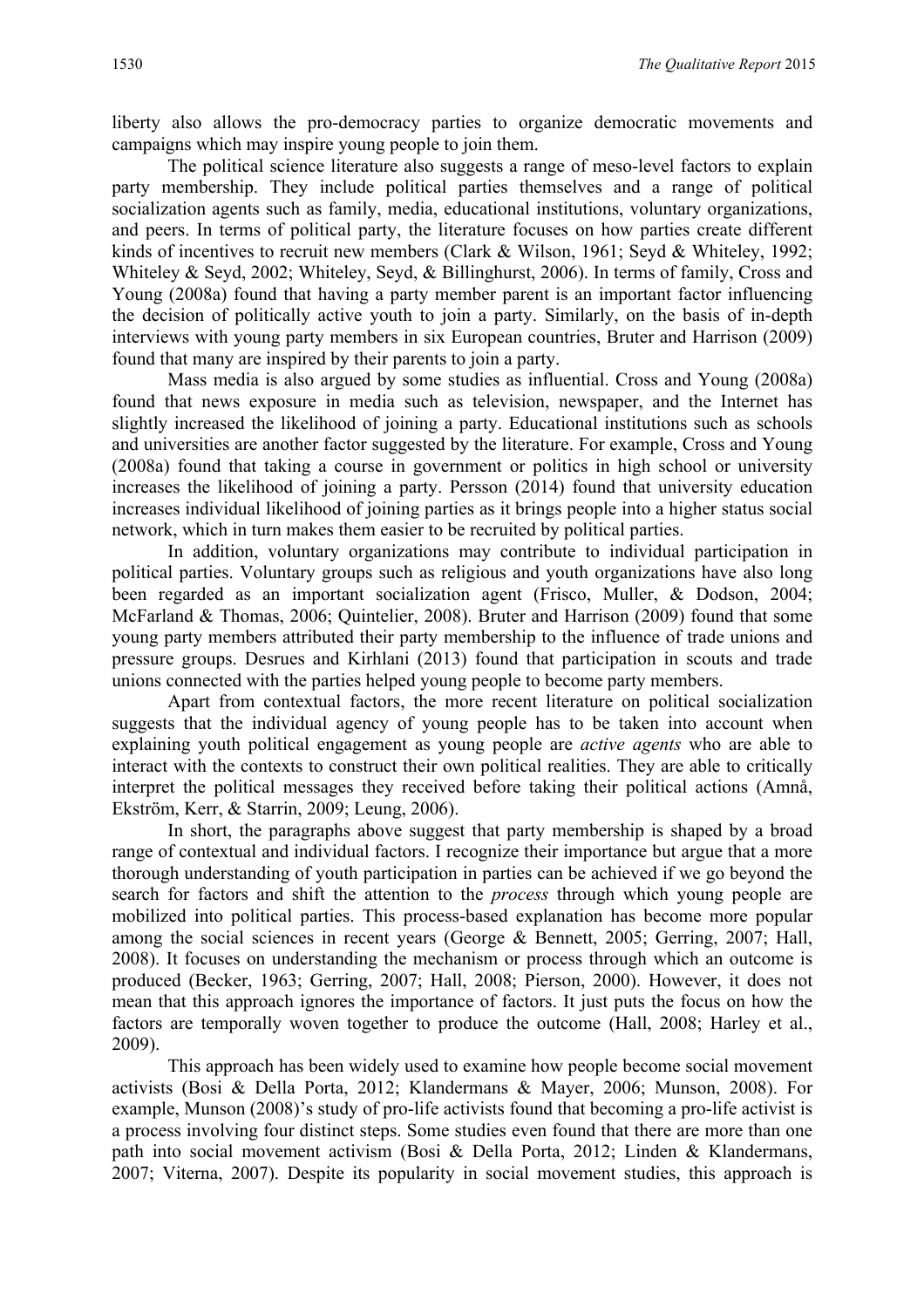liberty also allows the pro-democracy parties to organize democratic movements and campaigns which may inspire young people to join them.

The political science literature also suggests a range of meso-level factors to explain party membership. They include political parties themselves and a range of political socialization agents such as family, media, educational institutions, voluntary organizations, and peers. In terms of political party, the literature focuses on how parties create different kinds of incentives to recruit new members (Clark & Wilson, 1961; Seyd & Whiteley, 1992; Whiteley & Seyd, 2002; Whiteley, Seyd, & Billinghurst, 2006). In terms of family, Cross and Young (2008a) found that having a party member parent is an important factor influencing the decision of politically active youth to join a party. Similarly, on the basis of in-depth interviews with young party members in six European countries, Bruter and Harrison (2009) found that many are inspired by their parents to join a party.

Mass media is also argued by some studies as influential. Cross and Young (2008a) found that news exposure in media such as television, newspaper, and the Internet has slightly increased the likelihood of joining a party. Educational institutions such as schools and universities are another factor suggested by the literature. For example, Cross and Young (2008a) found that taking a course in government or politics in high school or university increases the likelihood of joining a party. Persson (2014) found that university education increases individual likelihood of joining parties as it brings people into a higher status social network, which in turn makes them easier to be recruited by political parties.

In addition, voluntary organizations may contribute to individual participation in political parties. Voluntary groups such as religious and youth organizations have also long been regarded as an important socialization agent (Frisco, Muller, & Dodson, 2004; McFarland & Thomas, 2006; Quintelier, 2008). Bruter and Harrison (2009) found that some young party members attributed their party membership to the influence of trade unions and pressure groups. Desrues and Kirhlani (2013) found that participation in scouts and trade unions connected with the parties helped young people to become party members.

Apart from contextual factors, the more recent literature on political socialization suggests that the individual agency of young people has to be taken into account when explaining youth political engagement as young people are *active agents* who are able to interact with the contexts to construct their own political realities. They are able to critically interpret the political messages they received before taking their political actions (Amnå, Ekström, Kerr, & Starrin, 2009; Leung, 2006).

In short, the paragraphs above suggest that party membership is shaped by a broad range of contextual and individual factors. I recognize their importance but argue that a more thorough understanding of youth participation in parties can be achieved if we go beyond the search for factors and shift the attention to the *process* through which young people are mobilized into political parties. This process-based explanation has become more popular among the social sciences in recent years (George & Bennett, 2005; Gerring, 2007; Hall, 2008). It focuses on understanding the mechanism or process through which an outcome is produced (Becker, 1963; Gerring, 2007; Hall, 2008; Pierson, 2000). However, it does not mean that this approach ignores the importance of factors. It just puts the focus on how the factors are temporally woven together to produce the outcome (Hall, 2008; Harley et al., 2009).

This approach has been widely used to examine how people become social movement activists (Bosi & Della Porta, 2012; Klandermans & Mayer, 2006; Munson, 2008). For example, Munson (2008)'s study of pro-life activists found that becoming a pro-life activist is a process involving four distinct steps. Some studies even found that there are more than one path into social movement activism (Bosi & Della Porta, 2012; Linden & Klandermans, 2007; Viterna, 2007). Despite its popularity in social movement studies, this approach is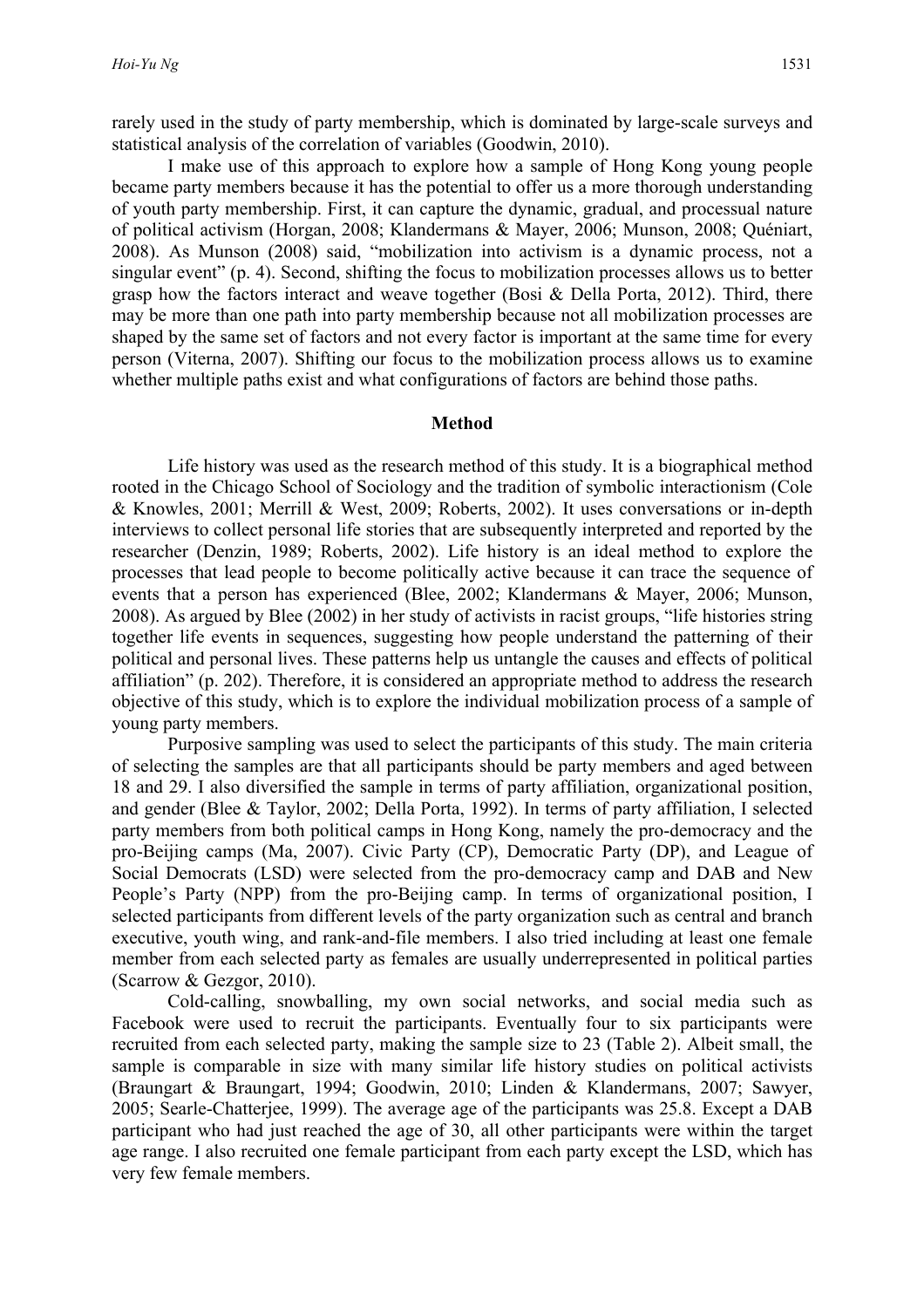rarely used in the study of party membership, which is dominated by large-scale surveys and statistical analysis of the correlation of variables (Goodwin, 2010).

I make use of this approach to explore how a sample of Hong Kong young people became party members because it has the potential to offer us a more thorough understanding of youth party membership. First, it can capture the dynamic, gradual, and processual nature of political activism (Horgan, 2008; Klandermans & Mayer, 2006; Munson, 2008; Quéniart, 2008). As Munson (2008) said, "mobilization into activism is a dynamic process, not a singular event" (p. 4). Second, shifting the focus to mobilization processes allows us to better grasp how the factors interact and weave together (Bosi & Della Porta, 2012). Third, there may be more than one path into party membership because not all mobilization processes are shaped by the same set of factors and not every factor is important at the same time for every person (Viterna, 2007). Shifting our focus to the mobilization process allows us to examine whether multiple paths exist and what configurations of factors are behind those paths.

## Method

Life history was used as the research method of this study. It is a biographical method rooted in the Chicago School of Sociology and the tradition of symbolic interactionism (Cole & Knowles, 2001; Merrill & West, 2009; Roberts, 2002). It uses conversations or in-depth interviews to collect personal life stories that are subsequently interpreted and reported by the researcher (Denzin, 1989; Roberts, 2002). Life history is an ideal method to explore the processes that lead people to become politically active because it can trace the sequence of events that a person has experienced (Blee, 2002; Klandermans & Mayer, 2006; Munson, 2008). As argued by Blee (2002) in her study of activists in racist groups, "life histories string together life events in sequences, suggesting how people understand the patterning of their political and personal lives. These patterns help us untangle the causes and effects of political affiliation" (p. 202). Therefore, it is considered an appropriate method to address the research objective of this study, which is to explore the individual mobilization process of a sample of young party members.

Purposive sampling was used to select the participants of this study. The main criteria of selecting the samples are that all participants should be party members and aged between 18 and 29. I also diversified the sample in terms of party affiliation, organizational position, and gender (Blee & Taylor, 2002; Della Porta, 1992). In terms of party affiliation, I selected party members from both political camps in Hong Kong, namely the pro-democracy and the pro-Beijing camps (Ma, 2007). Civic Party (CP), Democratic Party (DP), and League of Social Democrats (LSD) were selected from the pro-democracy camp and DAB and New People's Party (NPP) from the pro-Beijing camp. In terms of organizational position, I selected participants from different levels of the party organization such as central and branch executive, youth wing, and rank-and-file members. I also tried including at least one female member from each selected party as females are usually underrepresented in political parties (Scarrow & Gezgor, 2010).

Cold-calling, snowballing, my own social networks, and social media such as Facebook were used to recruit the participants. Eventually four to six participants were recruited from each selected party, making the sample size to 23 (Table 2). Albeit small, the sample is comparable in size with many similar life history studies on political activists (Braungart & Braungart, 1994; Goodwin, 2010; Linden & Klandermans, 2007; Sawyer, 2005; Searle-Chatterjee, 1999). The average age of the participants was 25.8. Except a DAB participant who had just reached the age of 30, all other participants were within the target age range. I also recruited one female participant from each party except the LSD, which has very few female members.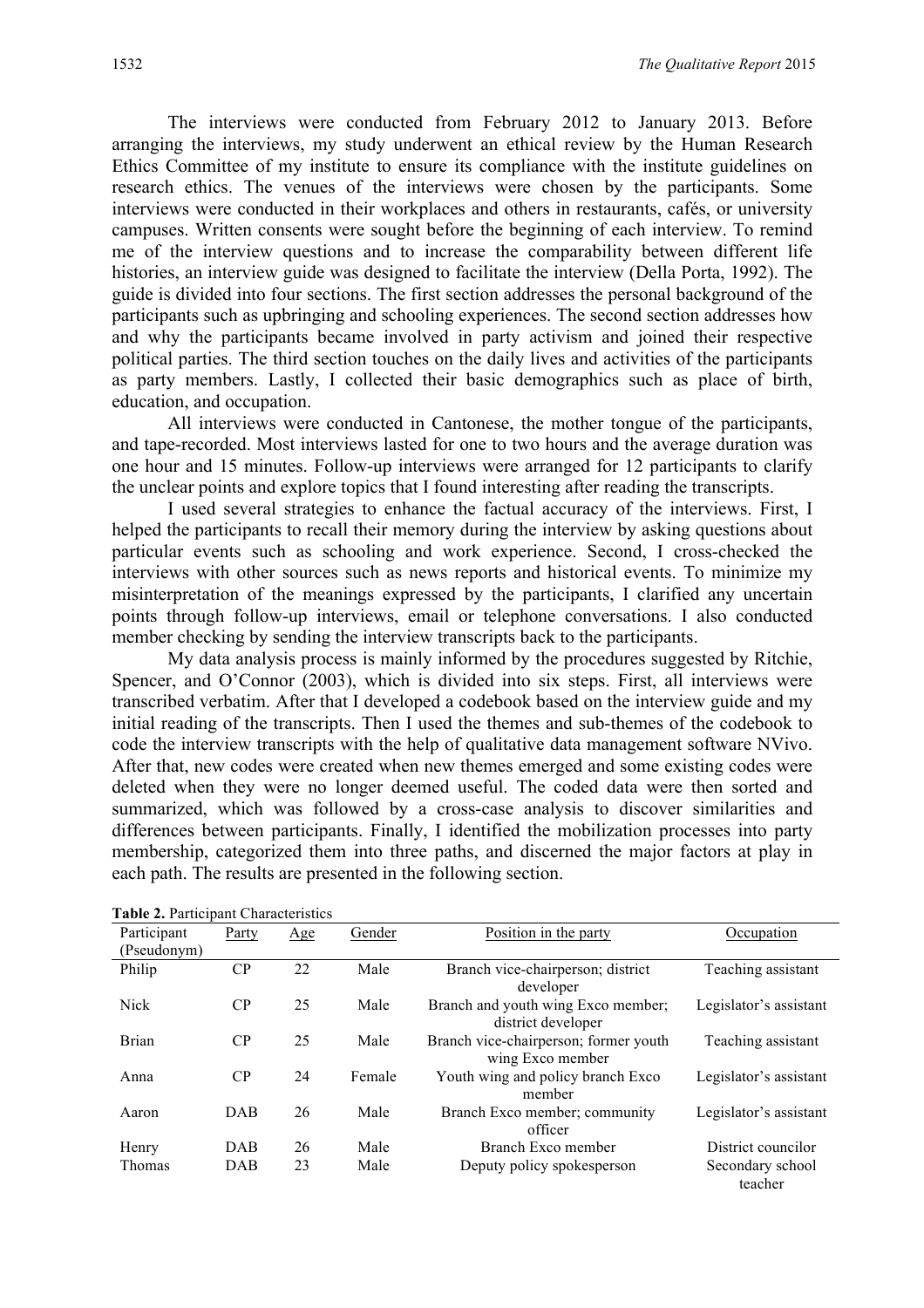The interviews were conducted from February 2012 to January 2013. Before arranging the interviews, my study underwent an ethical review by the Human Research Ethics Committee of my institute to ensure its compliance with the institute guidelines on research ethics. The venues of the interviews were chosen by the participants. Some interviews were conducted in their workplaces and others in restaurants, cafés, or university campuses. Written consents were sought before the beginning of each interview. To remind me of the interview questions and to increase the comparability between different life histories, an interview guide was designed to facilitate the interview (Della Porta, 1992). The guide is divided into four sections. The first section addresses the personal background of the participants such as upbringing and schooling experiences. The second section addresses how and why the participants became involved in party activism and joined their respective political parties. The third section touches on the daily lives and activities of the participants as party members. Lastly, I collected their basic demographics such as place of birth, education, and occupation.

All interviews were conducted in Cantonese, the mother tongue of the participants, and tape-recorded. Most interviews lasted for one to two hours and the average duration was one hour and 15 minutes. Follow-up interviews were arranged for 12 participants to clarify the unclear points and explore topics that I found interesting after reading the transcripts.

I used several strategies to enhance the factual accuracy of the interviews. First, I helped the participants to recall their memory during the interview by asking questions about particular events such as schooling and work experience. Second, I cross-checked the interviews with other sources such as news reports and historical events. To minimize my misinterpretation of the meanings expressed by the participants, I clarified any uncertain points through follow-up interviews, email or telephone conversations. I also conducted member checking by sending the interview transcripts back to the participants.

My data analysis process is mainly informed by the procedures suggested by Ritchie, Spencer, and O'Connor (2003), which is divided into six steps. First, all interviews were transcribed verbatim. After that I developed a codebook based on the interview guide and my initial reading of the transcripts. Then I used the themes and sub-themes of the codebook to code the interview transcripts with the help of qualitative data management software NVivo. After that, new codes were created when new themes emerged and some existing codes were deleted when they were no longer deemed useful. The coded data were then sorted and summarized, which was followed by a cross-case analysis to discover similarities and differences between participants. Finally, I identified the mobilization processes into party membership, categorized them into three paths, and discerned the major factors at play in each path. The results are presented in the following section.

**Table 2.** Participant Characteristics

| Participant (Pseudonym) | Party | Age | Gender | Position in the party | Occupation |
|---|---|---|---|---|---|
| Philip | CP | 22 | Male | Branch vice-chairperson; district developer | Teaching assistant |
| Nick | CP | 25 | Male | Branch and youth wing Exco member; district developer | Legislator's assistant |
| Brian | CP | 25 | Male | Branch vice-chairperson; former youth wing Exco member | Teaching assistant |
| Anna | CP | 24 | Female | Youth wing and policy branch Exco member | Legislator's assistant |
| Aaron | DAB | 26 | Male | Branch Exco member; community officer | Legislator's assistant |
| Henry | DAB | 26 | Male | Branch Exco member | District councilor |
| Thomas | DAB | 23 | Male | Deputy policy spokesperson | Secondary school teacher |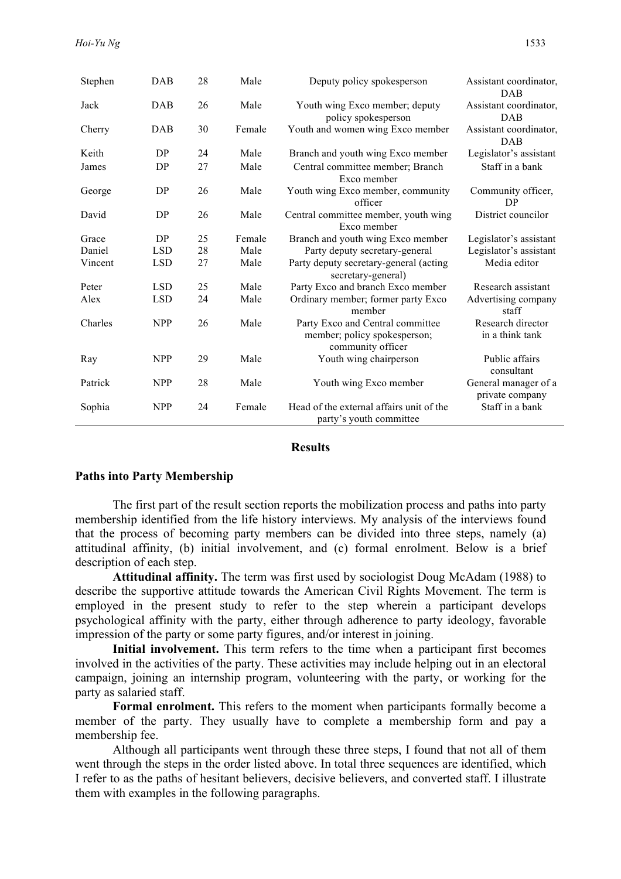| Stephen | DAB | 28 | Male | Deputy policy spokesperson | Assistant coordinator, DAB |
|---|---|---|---|---|---|
| Jack | DAB | 26 | Male | Youth wing Exco member; deputy policy spokesperson | Assistant coordinator, DAB |
| Cherry | DAB | 30 | Female | Youth and women wing Exco member | Assistant coordinator, DAB |
| Keith | DP | 24 | Male | Branch and youth wing Exco member | Legislator's assistant |
| James | DP | 27 | Male | Central committee member; Branch Exco member | Staff in a bank |
| George | DP | 26 | Male | Youth wing Exco member, community officer | Community officer, DP |
| David | DP | 26 | Male | Central committee member, youth wing Exco member | District councilor |
| Grace | DP | 25 | Female | Branch and youth wing Exco member | Legislator's assistant |
| Daniel | LSD | 28 | Male | Party deputy secretary-general | Legislator's assistant |
| Vincent | LSD | 27 | Male | Party deputy secretary-general (acting secretary-general) | Media editor |
| Peter | LSD | 25 | Male | Party Exco and branch Exco member | Research assistant |
| Alex | LSD | 24 | Male | Ordinary member; former party Exco member | Advertising company staff |
| Charles | NPP | 26 | Male | Party Exco and Central committee member; policy spokesperson; community officer | Research director in a think tank |
| Ray | NPP | 29 | Male | Youth wing chairperson | Public affairs consultant |
| Patrick | NPP | 28 | Male | Youth wing Exco member | General manager of a private company |
| Sophia | NPP | 24 | Female | Head of the external affairs unit of the party's youth committee | Staff in a bank |

## Results

### Paths into Party Membership

The first part of the result section reports the mobilization process and paths into party membership identified from the life history interviews. My analysis of the interviews found that the process of becoming party members can be divided into three steps, namely (a) attitudinal affinity, (b) initial involvement, and (c) formal enrolment. Below is a brief description of each step.

**Attitudinal affinity.** The term was first used by sociologist Doug McAdam (1988) to describe the supportive attitude towards the American Civil Rights Movement. The term is employed in the present study to refer to the step wherein a participant develops psychological affinity with the party, either through adherence to party ideology, favorable impression of the party or some party figures, and/or interest in joining.

**Initial involvement.** This term refers to the time when a participant first becomes involved in the activities of the party. These activities may include helping out in an electoral campaign, joining an internship program, volunteering with the party, or working for the party as salaried staff.

**Formal enrolment.** This refers to the moment when participants formally become a member of the party. They usually have to complete a membership form and pay a membership fee.

Although all participants went through these three steps, I found that not all of them went through the steps in the order listed above. In total three sequences are identified, which I refer to as the paths of hesitant believers, decisive believers, and converted staff. I illustrate them with examples in the following paragraphs.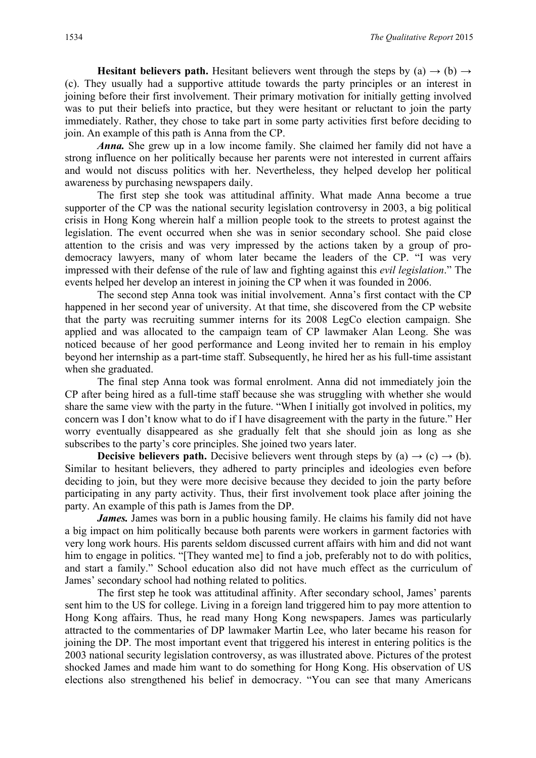**Hesitant believers path.** Hesitant believers went through the steps by (a) → (b) → (c). They usually had a supportive attitude towards the party principles or an interest in joining before their first involvement. Their primary motivation for initially getting involved was to put their beliefs into practice, but they were hesitant or reluctant to join the party immediately. Rather, they chose to take part in some party activities first before deciding to join. An example of this path is Anna from the CP.

***Anna.*** She grew up in a low income family. She claimed her family did not have a strong influence on her politically because her parents were not interested in current affairs and would not discuss politics with her. Nevertheless, they helped develop her political awareness by purchasing newspapers daily.

The first step she took was attitudinal affinity. What made Anna become a true supporter of the CP was the national security legislation controversy in 2003, a big political crisis in Hong Kong wherein half a million people took to the streets to protest against the legislation. The event occurred when she was in senior secondary school. She paid close attention to the crisis and was very impressed by the actions taken by a group of pro-democracy lawyers, many of whom later became the leaders of the CP. "I was very impressed with their defense of the rule of law and fighting against this *evil legislation*." The events helped her develop an interest in joining the CP when it was founded in 2006.

The second step Anna took was initial involvement. Anna's first contact with the CP happened in her second year of university. At that time, she discovered from the CP website that the party was recruiting summer interns for its 2008 LegCo election campaign. She applied and was allocated to the campaign team of CP lawmaker Alan Leong. She was noticed because of her good performance and Leong invited her to remain in his employ beyond her internship as a part-time staff. Subsequently, he hired her as his full-time assistant when she graduated.

The final step Anna took was formal enrolment. Anna did not immediately join the CP after being hired as a full-time staff because she was struggling with whether she would share the same view with the party in the future. "When I initially got involved in politics, my concern was I don't know what to do if I have disagreement with the party in the future." Her worry eventually disappeared as she gradually felt that she should join as long as she subscribes to the party's core principles. She joined two years later.

**Decisive believers path.** Decisive believers went through steps by (a) → (c) → (b). Similar to hesitant believers, they adhered to party principles and ideologies even before deciding to join, but they were more decisive because they decided to join the party before participating in any party activity. Thus, their first involvement took place after joining the party. An example of this path is James from the DP.

***James.*** James was born in a public housing family. He claims his family did not have a big impact on him politically because both parents were workers in garment factories with very long work hours. His parents seldom discussed current affairs with him and did not want him to engage in politics. "[They wanted me] to find a job, preferably not to do with politics, and start a family." School education also did not have much effect as the curriculum of James' secondary school had nothing related to politics.

The first step he took was attitudinal affinity. After secondary school, James' parents sent him to the US for college. Living in a foreign land triggered him to pay more attention to Hong Kong affairs. Thus, he read many Hong Kong newspapers. James was particularly attracted to the commentaries of DP lawmaker Martin Lee, who later became his reason for joining the DP. The most important event that triggered his interest in entering politics is the 2003 national security legislation controversy, as was illustrated above. Pictures of the protest shocked James and made him want to do something for Hong Kong. His observation of US elections also strengthened his belief in democracy. "You can see that many Americans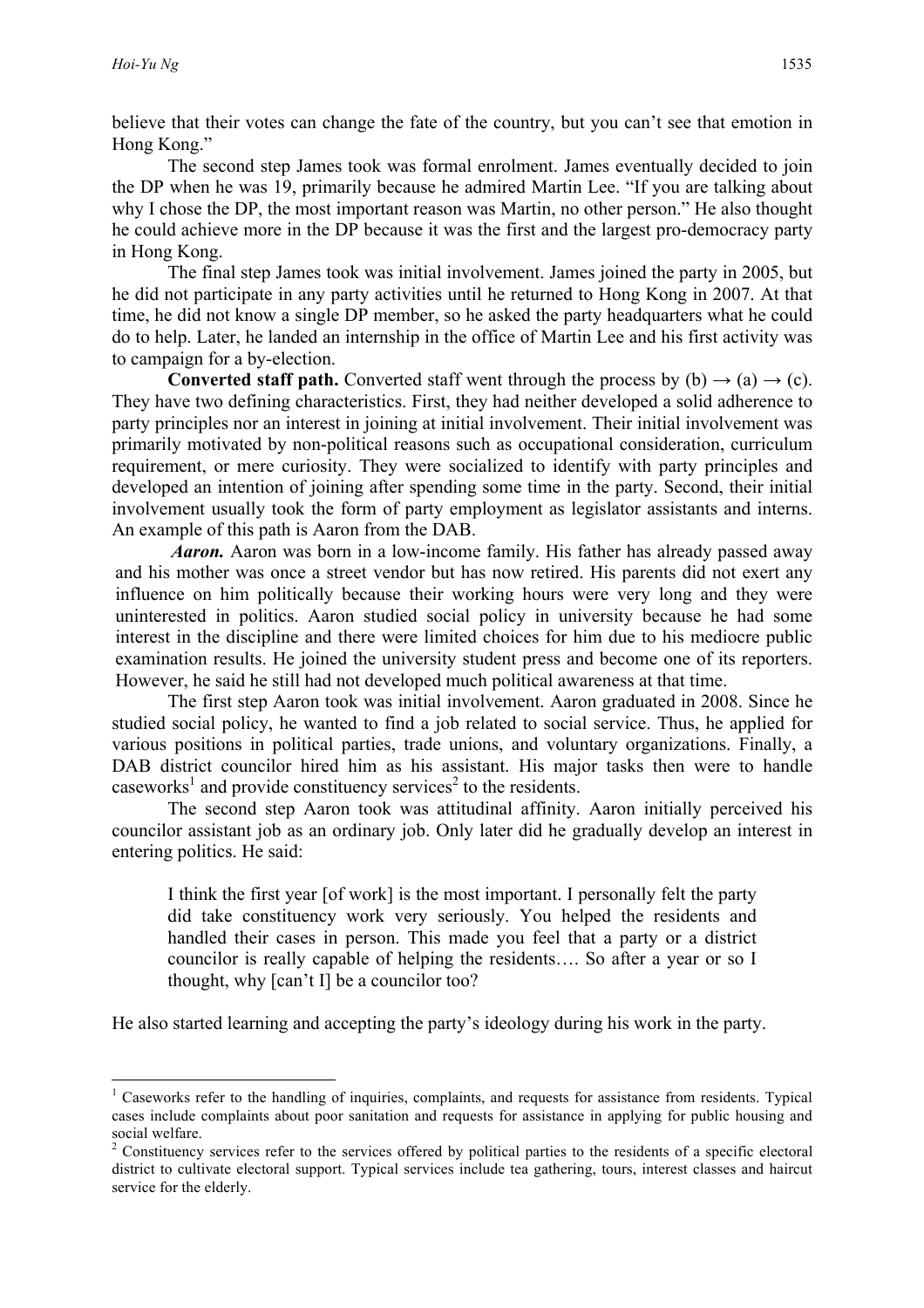believe that their votes can change the fate of the country, but you can't see that emotion in Hong Kong."

The second step James took was formal enrolment. James eventually decided to join the DP when he was 19, primarily because he admired Martin Lee. "If you are talking about why I chose the DP, the most important reason was Martin, no other person." He also thought he could achieve more in the DP because it was the first and the largest pro-democracy party in Hong Kong.

The final step James took was initial involvement. James joined the party in 2005, but he did not participate in any party activities until he returned to Hong Kong in 2007. At that time, he did not know a single DP member, so he asked the party headquarters what he could do to help. Later, he landed an internship in the office of Martin Lee and his first activity was to campaign for a by-election.

**Converted staff path.** Converted staff went through the process by (b) → (a) → (c). They have two defining characteristics. First, they had neither developed a solid adherence to party principles nor an interest in joining at initial involvement. Their initial involvement was primarily motivated by non-political reasons such as occupational consideration, curriculum requirement, or mere curiosity. They were socialized to identify with party principles and developed an intention of joining after spending some time in the party. Second, their initial involvement usually took the form of party employment as legislator assistants and interns. An example of this path is Aaron from the DAB.

***Aaron.*** Aaron was born in a low-income family. His father has already passed away and his mother was once a street vendor but has now retired. His parents did not exert any influence on him politically because their working hours were very long and they were uninterested in politics. Aaron studied social policy in university because he had some interest in the discipline and there were limited choices for him due to his mediocre public examination results. He joined the university student press and become one of its reporters. However, he said he still had not developed much political awareness at that time.

The first step Aaron took was initial involvement. Aaron graduated in 2008. Since he studied social policy, he wanted to find a job related to social service. Thus, he applied for various positions in political parties, trade unions, and voluntary organizations. Finally, a DAB district councilor hired him as his assistant. His major tasks then were to handle caseworks[1] and provide constituency services[2] to the residents.

The second step Aaron took was attitudinal affinity. Aaron initially perceived his councilor assistant job as an ordinary job. Only later did he gradually develop an interest in entering politics. He said:

> I think the first year [of work] is the most important. I personally felt the party did take constituency work very seriously. You helped the residents and handled their cases in person. This made you feel that a party or a district councilor is really capable of helping the residents…. So after a year or so I thought, why [can't I] be a councilor too?

He also started learning and accepting the party's ideology during his work in the party.

---

[1] Caseworks refer to the handling of inquiries, complaints, and requests for assistance from residents. Typical cases include complaints about poor sanitation and requests for assistance in applying for public housing and social welfare.

[2] Constituency services refer to the services offered by political parties to the residents of a specific electoral district to cultivate electoral support. Typical services include tea gathering, tours, interest classes and haircut service for the elderly.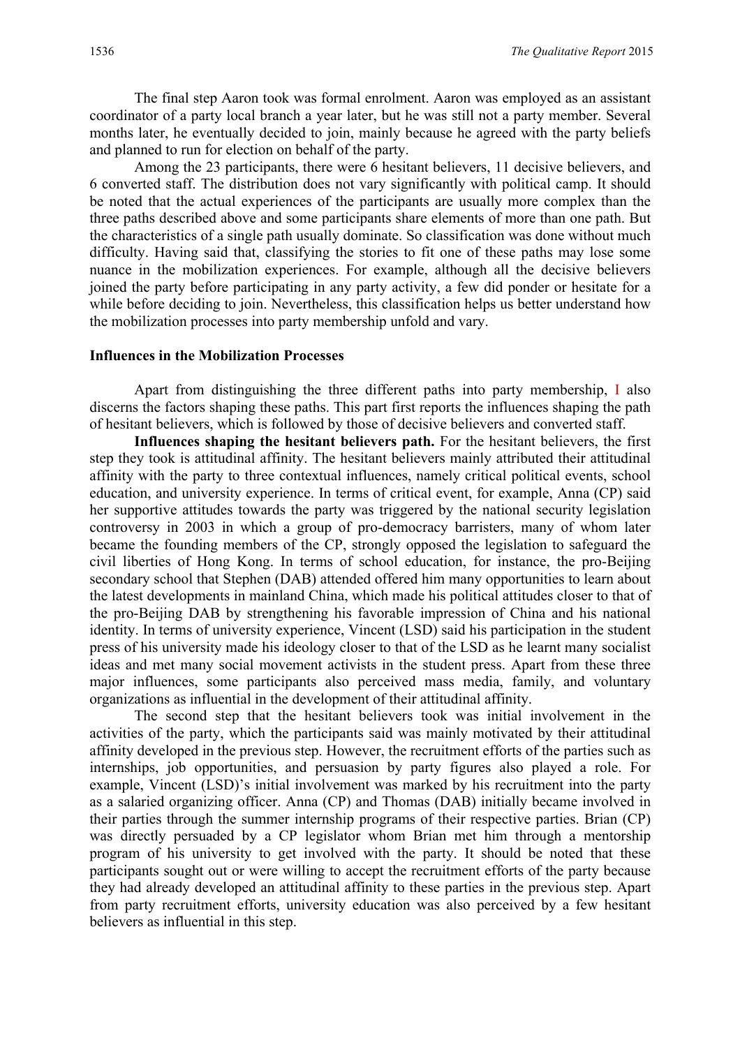The final step Aaron took was formal enrolment. Aaron was employed as an assistant coordinator of a party local branch a year later, but he was still not a party member. Several months later, he eventually decided to join, mainly because he agreed with the party beliefs and planned to run for election on behalf of the party.

Among the 23 participants, there were 6 hesitant believers, 11 decisive believers, and 6 converted staff. The distribution does not vary significantly with political camp. It should be noted that the actual experiences of the participants are usually more complex than the three paths described above and some participants share elements of more than one path. But the characteristics of a single path usually dominate. So classification was done without much difficulty. Having said that, classifying the stories to fit one of these paths may lose some nuance in the mobilization experiences. For example, although all the decisive believers joined the party before participating in any party activity, a few did ponder or hesitate for a while before deciding to join. Nevertheless, this classification helps us better understand how the mobilization processes into party membership unfold and vary.

### Influences in the Mobilization Processes

Apart from distinguishing the three different paths into party membership, I also discerns the factors shaping these paths. This part first reports the influences shaping the path of hesitant believers, which is followed by those of decisive believers and converted staff.

**Influences shaping the hesitant believers path.** For the hesitant believers, the first step they took is attitudinal affinity. The hesitant believers mainly attributed their attitudinal affinity with the party to three contextual influences, namely critical political events, school education, and university experience. In terms of critical event, for example, Anna (CP) said her supportive attitudes towards the party was triggered by the national security legislation controversy in 2003 in which a group of pro-democracy barristers, many of whom later became the founding members of the CP, strongly opposed the legislation to safeguard the civil liberties of Hong Kong. In terms of school education, for instance, the pro-Beijing secondary school that Stephen (DAB) attended offered him many opportunities to learn about the latest developments in mainland China, which made his political attitudes closer to that of the pro-Beijing DAB by strengthening his favorable impression of China and his national identity. In terms of university experience, Vincent (LSD) said his participation in the student press of his university made his ideology closer to that of the LSD as he learnt many socialist ideas and met many social movement activists in the student press. Apart from these three major influences, some participants also perceived mass media, family, and voluntary organizations as influential in the development of their attitudinal affinity.

The second step that the hesitant believers took was initial involvement in the activities of the party, which the participants said was mainly motivated by their attitudinal affinity developed in the previous step. However, the recruitment efforts of the parties such as internships, job opportunities, and persuasion by party figures also played a role. For example, Vincent (LSD)'s initial involvement was marked by his recruitment into the party as a salaried organizing officer. Anna (CP) and Thomas (DAB) initially became involved in their parties through the summer internship programs of their respective parties. Brian (CP) was directly persuaded by a CP legislator whom Brian met him through a mentorship program of his university to get involved with the party. It should be noted that these participants sought out or were willing to accept the recruitment efforts of the party because they had already developed an attitudinal affinity to these parties in the previous step. Apart from party recruitment efforts, university education was also perceived by a few hesitant believers as influential in this step.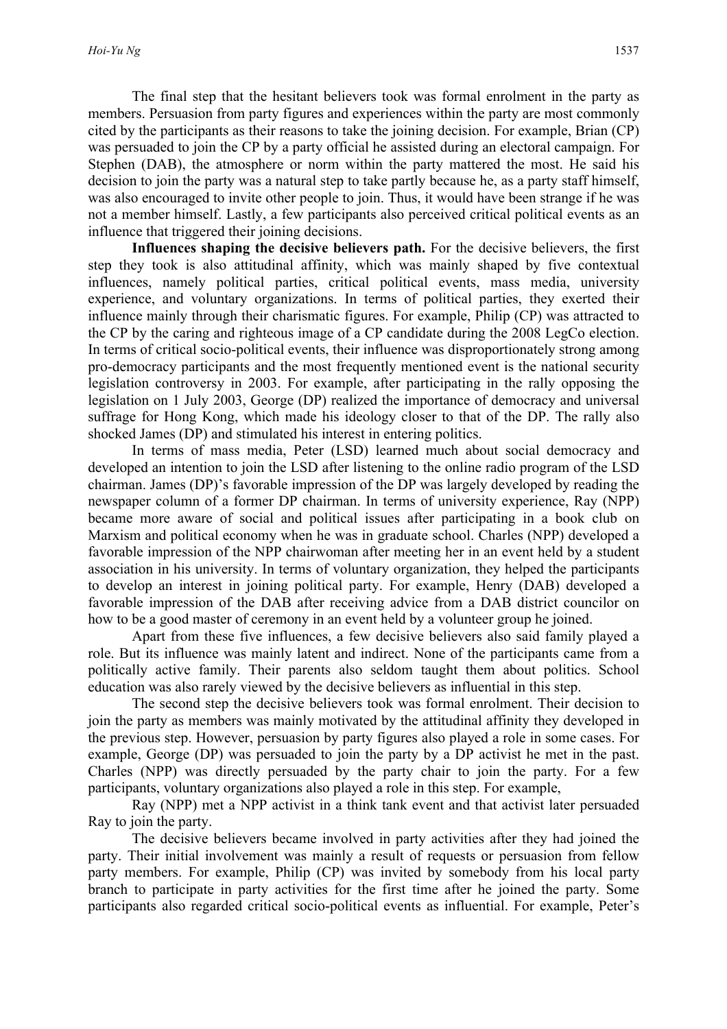The final step that the hesitant believers took was formal enrolment in the party as members. Persuasion from party figures and experiences within the party are most commonly cited by the participants as their reasons to take the joining decision. For example, Brian (CP) was persuaded to join the CP by a party official he assisted during an electoral campaign. For Stephen (DAB), the atmosphere or norm within the party mattered the most. He said his decision to join the party was a natural step to take partly because he, as a party staff himself, was also encouraged to invite other people to join. Thus, it would have been strange if he was not a member himself. Lastly, a few participants also perceived critical political events as an influence that triggered their joining decisions.

**Influences shaping the decisive believers path.** For the decisive believers, the first step they took is also attitudinal affinity, which was mainly shaped by five contextual influences, namely political parties, critical political events, mass media, university experience, and voluntary organizations. In terms of political parties, they exerted their influence mainly through their charismatic figures. For example, Philip (CP) was attracted to the CP by the caring and righteous image of a CP candidate during the 2008 LegCo election. In terms of critical socio-political events, their influence was disproportionately strong among pro-democracy participants and the most frequently mentioned event is the national security legislation controversy in 2003. For example, after participating in the rally opposing the legislation on 1 July 2003, George (DP) realized the importance of democracy and universal suffrage for Hong Kong, which made his ideology closer to that of the DP. The rally also shocked James (DP) and stimulated his interest in entering politics.

In terms of mass media, Peter (LSD) learned much about social democracy and developed an intention to join the LSD after listening to the online radio program of the LSD chairman. James (DP)'s favorable impression of the DP was largely developed by reading the newspaper column of a former DP chairman. In terms of university experience, Ray (NPP) became more aware of social and political issues after participating in a book club on Marxism and political economy when he was in graduate school. Charles (NPP) developed a favorable impression of the NPP chairwoman after meeting her in an event held by a student association in his university. In terms of voluntary organization, they helped the participants to develop an interest in joining political party. For example, Henry (DAB) developed a favorable impression of the DAB after receiving advice from a DAB district councilor on how to be a good master of ceremony in an event held by a volunteer group he joined.

Apart from these five influences, a few decisive believers also said family played a role. But its influence was mainly latent and indirect. None of the participants came from a politically active family. Their parents also seldom taught them about politics. School education was also rarely viewed by the decisive believers as influential in this step.

The second step the decisive believers took was formal enrolment. Their decision to join the party as members was mainly motivated by the attitudinal affinity they developed in the previous step. However, persuasion by party figures also played a role in some cases. For example, George (DP) was persuaded to join the party by a DP activist he met in the past. Charles (NPP) was directly persuaded by the party chair to join the party. For a few participants, voluntary organizations also played a role in this step. For example,

Ray (NPP) met a NPP activist in a think tank event and that activist later persuaded Ray to join the party.

The decisive believers became involved in party activities after they had joined the party. Their initial involvement was mainly a result of requests or persuasion from fellow party members. For example, Philip (CP) was invited by somebody from his local party branch to participate in party activities for the first time after he joined the party. Some participants also regarded critical socio-political events as influential. For example, Peter's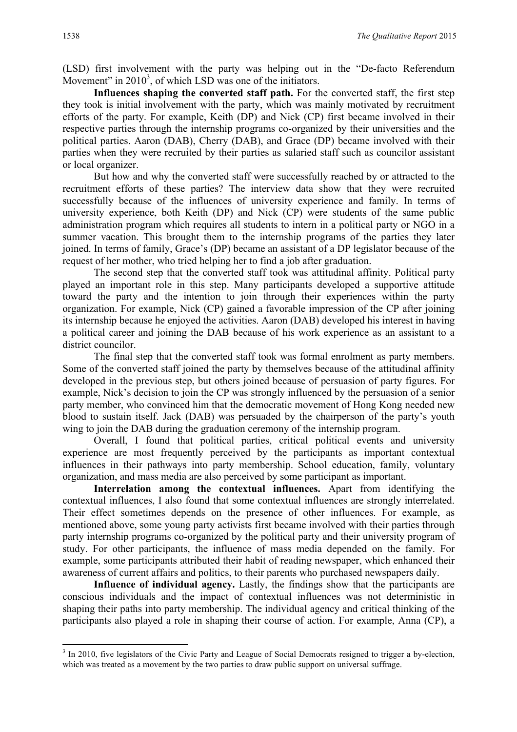(LSD) first involvement with the party was helping out in the "De-facto Referendum Movement" in 2010[3], of which LSD was one of the initiators.

**Influences shaping the converted staff path.** For the converted staff, the first step they took is initial involvement with the party, which was mainly motivated by recruitment efforts of the party. For example, Keith (DP) and Nick (CP) first became involved in their respective parties through the internship programs co-organized by their universities and the political parties. Aaron (DAB), Cherry (DAB), and Grace (DP) became involved with their parties when they were recruited by their parties as salaried staff such as councilor assistant or local organizer.

But how and why the converted staff were successfully reached by or attracted to the recruitment efforts of these parties? The interview data show that they were recruited successfully because of the influences of university experience and family. In terms of university experience, both Keith (DP) and Nick (CP) were students of the same public administration program which requires all students to intern in a political party or NGO in a summer vacation. This brought them to the internship programs of the parties they later joined. In terms of family, Grace's (DP) became an assistant of a DP legislator because of the request of her mother, who tried helping her to find a job after graduation.

The second step that the converted staff took was attitudinal affinity. Political party played an important role in this step. Many participants developed a supportive attitude toward the party and the intention to join through their experiences within the party organization. For example, Nick (CP) gained a favorable impression of the CP after joining its internship because he enjoyed the activities. Aaron (DAB) developed his interest in having a political career and joining the DAB because of his work experience as an assistant to a district councilor.

The final step that the converted staff took was formal enrolment as party members. Some of the converted staff joined the party by themselves because of the attitudinal affinity developed in the previous step, but others joined because of persuasion of party figures. For example, Nick's decision to join the CP was strongly influenced by the persuasion of a senior party member, who convinced him that the democratic movement of Hong Kong needed new blood to sustain itself. Jack (DAB) was persuaded by the chairperson of the party's youth wing to join the DAB during the graduation ceremony of the internship program.

Overall, I found that political parties, critical political events and university experience are most frequently perceived by the participants as important contextual influences in their pathways into party membership. School education, family, voluntary organization, and mass media are also perceived by some participant as important.

**Interrelation among the contextual influences.** Apart from identifying the contextual influences, I also found that some contextual influences are strongly interrelated. Their effect sometimes depends on the presence of other influences. For example, as mentioned above, some young party activists first became involved with their parties through party internship programs co-organized by the political party and their university program of study. For other participants, the influence of mass media depended on the family. For example, some participants attributed their habit of reading newspaper, which enhanced their awareness of current affairs and politics, to their parents who purchased newspapers daily.

**Influence of individual agency.** Lastly, the findings show that the participants are conscious individuals and the impact of contextual influences was not deterministic in shaping their paths into party membership. The individual agency and critical thinking of the participants also played a role in shaping their course of action. For example, Anna (CP), a

---

[3] In 2010, five legislators of the Civic Party and League of Social Democrats resigned to trigger a by-election, which was treated as a movement by the two parties to draw public support on universal suffrage.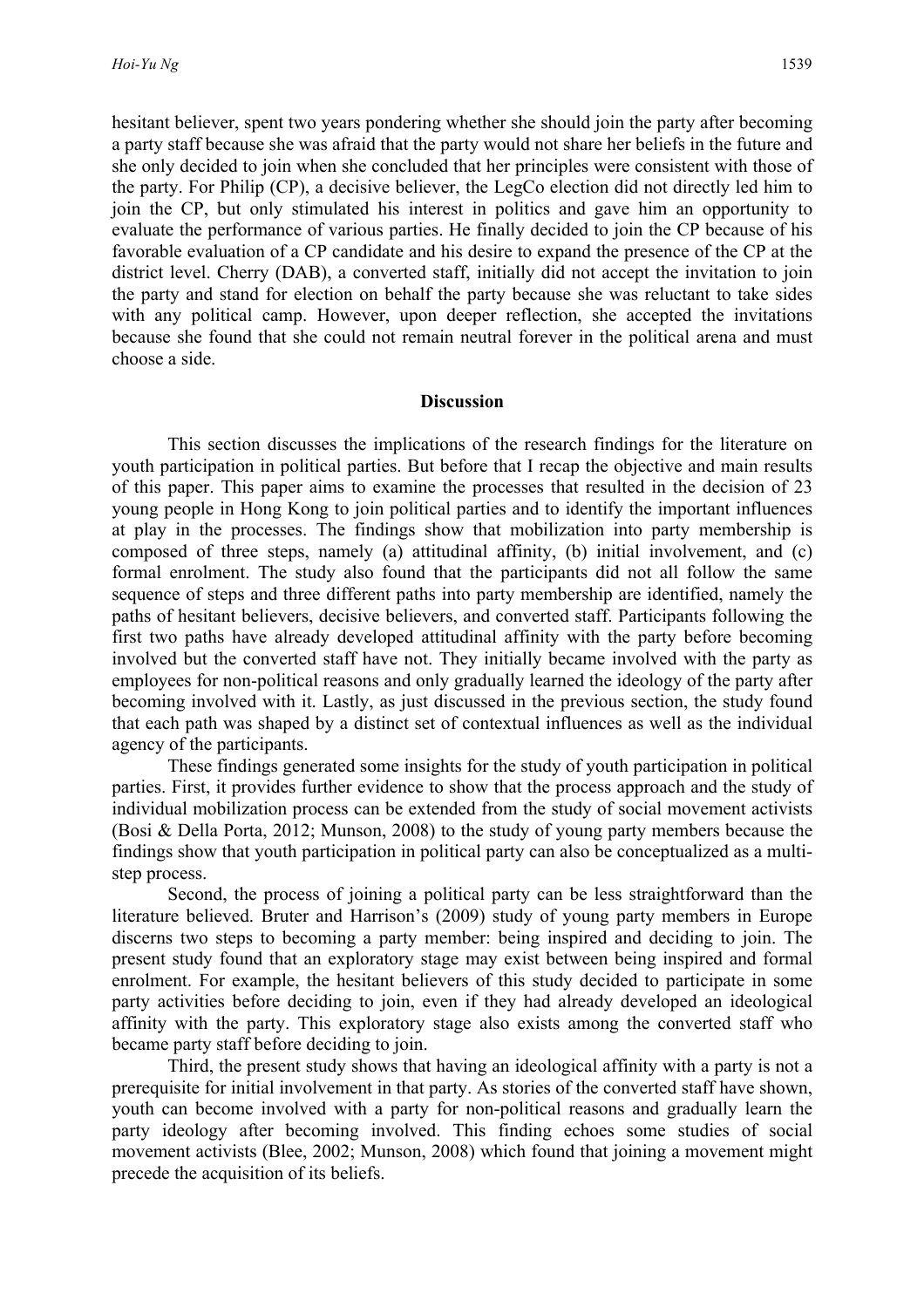hesitant believer, spent two years pondering whether she should join the party after becoming a party staff because she was afraid that the party would not share her beliefs in the future and she only decided to join when she concluded that her principles were consistent with those of the party. For Philip (CP), a decisive believer, the LegCo election did not directly led him to join the CP, but only stimulated his interest in politics and gave him an opportunity to evaluate the performance of various parties. He finally decided to join the CP because of his favorable evaluation of a CP candidate and his desire to expand the presence of the CP at the district level. Cherry (DAB), a converted staff, initially did not accept the invitation to join the party and stand for election on behalf the party because she was reluctant to take sides with any political camp. However, upon deeper reflection, she accepted the invitations because she found that she could not remain neutral forever in the political arena and must choose a side.

## Discussion

This section discusses the implications of the research findings for the literature on youth participation in political parties. But before that I recap the objective and main results of this paper. This paper aims to examine the processes that resulted in the decision of 23 young people in Hong Kong to join political parties and to identify the important influences at play in the processes. The findings show that mobilization into party membership is composed of three steps, namely (a) attitudinal affinity, (b) initial involvement, and (c) formal enrolment. The study also found that the participants did not all follow the same sequence of steps and three different paths into party membership are identified, namely the paths of hesitant believers, decisive believers, and converted staff. Participants following the first two paths have already developed attitudinal affinity with the party before becoming involved but the converted staff have not. They initially became involved with the party as employees for non-political reasons and only gradually learned the ideology of the party after becoming involved with it. Lastly, as just discussed in the previous section, the study found that each path was shaped by a distinct set of contextual influences as well as the individual agency of the participants.

These findings generated some insights for the study of youth participation in political parties. First, it provides further evidence to show that the process approach and the study of individual mobilization process can be extended from the study of social movement activists (Bosi & Della Porta, 2012; Munson, 2008) to the study of young party members because the findings show that youth participation in political party can also be conceptualized as a multi-step process.

Second, the process of joining a political party can be less straightforward than the literature believed. Bruter and Harrison's (2009) study of young party members in Europe discerns two steps to becoming a party member: being inspired and deciding to join. The present study found that an exploratory stage may exist between being inspired and formal enrolment. For example, the hesitant believers of this study decided to participate in some party activities before deciding to join, even if they had already developed an ideological affinity with the party. This exploratory stage also exists among the converted staff who became party staff before deciding to join.

Third, the present study shows that having an ideological affinity with a party is not a prerequisite for initial involvement in that party. As stories of the converted staff have shown, youth can become involved with a party for non-political reasons and gradually learn the party ideology after becoming involved. This finding echoes some studies of social movement activists (Blee, 2002; Munson, 2008) which found that joining a movement might precede the acquisition of its beliefs.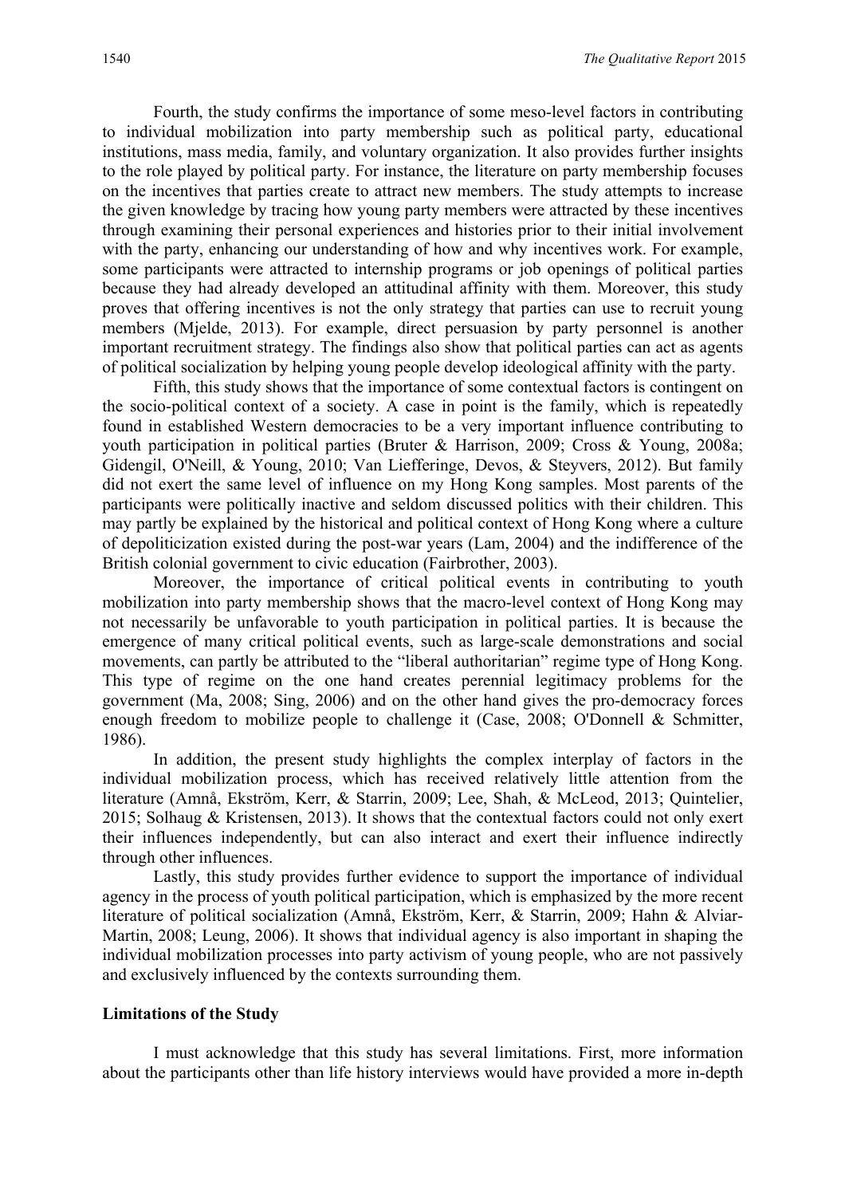Fourth, the study confirms the importance of some meso-level factors in contributing to individual mobilization into party membership such as political party, educational institutions, mass media, family, and voluntary organization. It also provides further insights to the role played by political party. For instance, the literature on party membership focuses on the incentives that parties create to attract new members. The study attempts to increase the given knowledge by tracing how young party members were attracted by these incentives through examining their personal experiences and histories prior to their initial involvement with the party, enhancing our understanding of how and why incentives work. For example, some participants were attracted to internship programs or job openings of political parties because they had already developed an attitudinal affinity with them. Moreover, this study proves that offering incentives is not the only strategy that parties can use to recruit young members (Mjelde, 2013). For example, direct persuasion by party personnel is another important recruitment strategy. The findings also show that political parties can act as agents of political socialization by helping young people develop ideological affinity with the party.

Fifth, this study shows that the importance of some contextual factors is contingent on the socio-political context of a society. A case in point is the family, which is repeatedly found in established Western democracies to be a very important influence contributing to youth participation in political parties (Bruter & Harrison, 2009; Cross & Young, 2008a; Gidengil, O'Neill, & Young, 2010; Van Liefferinge, Devos, & Steyvers, 2012). But family did not exert the same level of influence on my Hong Kong samples. Most parents of the participants were politically inactive and seldom discussed politics with their children. This may partly be explained by the historical and political context of Hong Kong where a culture of depoliticization existed during the post-war years (Lam, 2004) and the indifference of the British colonial government to civic education (Fairbrother, 2003).

Moreover, the importance of critical political events in contributing to youth mobilization into party membership shows that the macro-level context of Hong Kong may not necessarily be unfavorable to youth participation in political parties. It is because the emergence of many critical political events, such as large-scale demonstrations and social movements, can partly be attributed to the "liberal authoritarian" regime type of Hong Kong. This type of regime on the one hand creates perennial legitimacy problems for the government (Ma, 2008; Sing, 2006) and on the other hand gives the pro-democracy forces enough freedom to mobilize people to challenge it (Case, 2008; O'Donnell & Schmitter, 1986).

In addition, the present study highlights the complex interplay of factors in the individual mobilization process, which has received relatively little attention from the literature (Amnå, Ekström, Kerr, & Starrin, 2009; Lee, Shah, & McLeod, 2013; Quintelier, 2015; Solhaug & Kristensen, 2013). It shows that the contextual factors could not only exert their influences independently, but can also interact and exert their influence indirectly through other influences.

Lastly, this study provides further evidence to support the importance of individual agency in the process of youth political participation, which is emphasized by the more recent literature of political socialization (Amnå, Ekström, Kerr, & Starrin, 2009; Hahn & Alviar-Martin, 2008; Leung, 2006). It shows that individual agency is also important in shaping the individual mobilization processes into party activism of young people, who are not passively and exclusively influenced by the contexts surrounding them.

## Limitations of the Study

I must acknowledge that this study has several limitations. First, more information about the participants other than life history interviews would have provided a more in-depth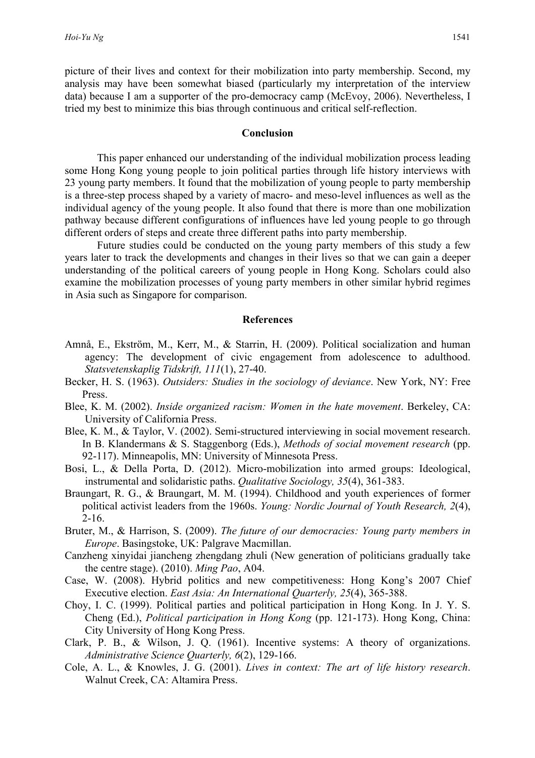picture of their lives and context for their mobilization into party membership. Second, my analysis may have been somewhat biased (particularly my interpretation of the interview data) because I am a supporter of the pro-democracy camp (McEvoy, 2006). Nevertheless, I tried my best to minimize this bias through continuous and critical self-reflection.

## Conclusion

This paper enhanced our understanding of the individual mobilization process leading some Hong Kong young people to join political parties through life history interviews with 23 young party members. It found that the mobilization of young people to party membership is a three-step process shaped by a variety of macro- and meso-level influences as well as the individual agency of the young people. It also found that there is more than one mobilization pathway because different configurations of influences have led young people to go through different orders of steps and create three different paths into party membership.

Future studies could be conducted on the young party members of this study a few years later to track the developments and changes in their lives so that we can gain a deeper understanding of the political careers of young people in Hong Kong. Scholars could also examine the mobilization processes of young party members in other similar hybrid regimes in Asia such as Singapore for comparison.

## References

Amnå, E., Ekström, M., Kerr, M., & Starrin, H. (2009). Political socialization and human agency: The development of civic engagement from adolescence to adulthood. *Statsvetenskaplig Tidskrift, 111*(1), 27-40.

Becker, H. S. (1963). *Outsiders: Studies in the sociology of deviance*. New York, NY: Free Press.

Blee, K. M. (2002). *Inside organized racism: Women in the hate movement*. Berkeley, CA: University of California Press.

Blee, K. M., & Taylor, V. (2002). Semi-structured interviewing in social movement research. In B. Klandermans & S. Staggenborg (Eds.), *Methods of social movement research* (pp. 92-117). Minneapolis, MN: University of Minnesota Press.

Bosi, L., & Della Porta, D. (2012). Micro-mobilization into armed groups: Ideological, instrumental and solidaristic paths. *Qualitative Sociology, 35*(4), 361-383.

Braungart, R. G., & Braungart, M. M. (1994). Childhood and youth experiences of former political activist leaders from the 1960s. *Young: Nordic Journal of Youth Research, 2*(4), 2-16.

Bruter, M., & Harrison, S. (2009). *The future of our democracies: Young party members in Europe*. Basingstoke, UK: Palgrave Macmillan.

Canzheng xinyidai jiancheng zhengdang zhuli (New generation of politicians gradually take the centre stage). (2010). *Ming Pao*, A04.

Case, W. (2008). Hybrid politics and new competitiveness: Hong Kong's 2007 Chief Executive election. *East Asia: An International Quarterly, 25*(4), 365-388.

Choy, I. C. (1999). Political parties and political participation in Hong Kong. In J. Y. S. Cheng (Ed.), *Political participation in Hong Kong* (pp. 121-173). Hong Kong, China: City University of Hong Kong Press.

Clark, P. B., & Wilson, J. Q. (1961). Incentive systems: A theory of organizations. *Administrative Science Quarterly, 6*(2), 129-166.

Cole, A. L., & Knowles, J. G. (2001). *Lives in context: The art of life history research*. Walnut Creek, CA: Altamira Press.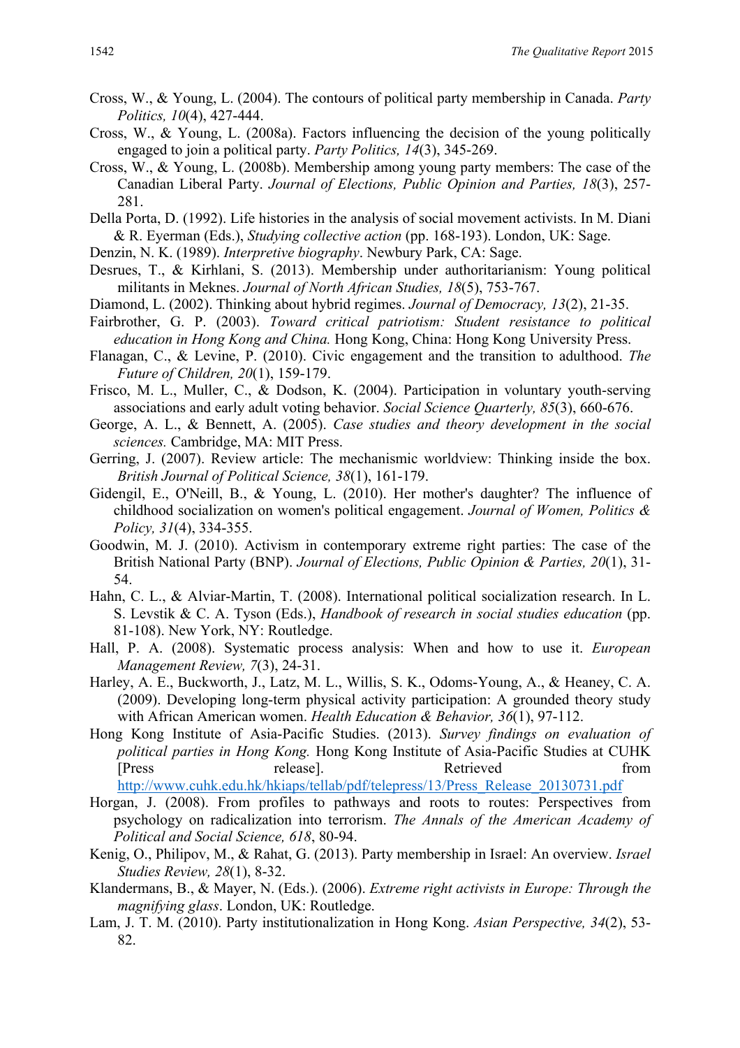Cross, W., & Young, L. (2004). The contours of political party membership in Canada. *Party Politics, 10*(4), 427-444.

Cross, W., & Young, L. (2008a). Factors influencing the decision of the young politically engaged to join a political party. *Party Politics, 14*(3), 345-269.

Cross, W., & Young, L. (2008b). Membership among young party members: The case of the Canadian Liberal Party. *Journal of Elections, Public Opinion and Parties, 18*(3), 257-281.

Della Porta, D. (1992). Life histories in the analysis of social movement activists. In M. Diani & R. Eyerman (Eds.), *Studying collective action* (pp. 168-193). London, UK: Sage.

Denzin, N. K. (1989). *Interpretive biography*. Newbury Park, CA: Sage.

Desrues, T., & Kirhlani, S. (2013). Membership under authoritarianism: Young political militants in Meknes. *Journal of North African Studies, 18*(5), 753-767.

Diamond, L. (2002). Thinking about hybrid regimes. *Journal of Democracy, 13*(2), 21-35.

Fairbrother, G. P. (2003). *Toward critical patriotism: Student resistance to political education in Hong Kong and China.* Hong Kong, China: Hong Kong University Press.

Flanagan, C., & Levine, P. (2010). Civic engagement and the transition to adulthood. *The Future of Children, 20*(1), 159-179.

Frisco, M. L., Muller, C., & Dodson, K. (2004). Participation in voluntary youth-serving associations and early adult voting behavior. *Social Science Quarterly, 85*(3), 660-676.

George, A. L., & Bennett, A. (2005). *Case studies and theory development in the social sciences.* Cambridge, MA: MIT Press.

Gerring, J. (2007). Review article: The mechanismic worldview: Thinking inside the box. *British Journal of Political Science, 38*(1), 161-179.

Gidengil, E., O'Neill, B., & Young, L. (2010). Her mother's daughter? The influence of childhood socialization on women's political engagement. *Journal of Women, Politics & Policy, 31*(4), 334-355.

Goodwin, M. J. (2010). Activism in contemporary extreme right parties: The case of the British National Party (BNP). *Journal of Elections, Public Opinion & Parties, 20*(1), 31-54.

Hahn, C. L., & Alviar-Martin, T. (2008). International political socialization research. In L. S. Levstik & C. A. Tyson (Eds.), *Handbook of research in social studies education* (pp. 81-108). New York, NY: Routledge.

Hall, P. A. (2008). Systematic process analysis: When and how to use it. *European Management Review, 7*(3), 24-31.

Harley, A. E., Buckworth, J., Latz, M. L., Willis, S. K., Odoms-Young, A., & Heaney, C. A. (2009). Developing long-term physical activity participation: A grounded theory study with African American women. *Health Education & Behavior, 36*(1), 97-112.

Hong Kong Institute of Asia-Pacific Studies. (2013). *Survey findings on evaluation of political parties in Hong Kong.* Hong Kong Institute of Asia-Pacific Studies at CUHK [Press release]. Retrieved from http://www.cuhk.edu.hk/hkiaps/tellab/pdf/telepress/13/Press_Release_20130731.pdf

Horgan, J. (2008). From profiles to pathways and roots to routes: Perspectives from psychology on radicalization into terrorism. *The Annals of the American Academy of Political and Social Science, 618*, 80-94.

Kenig, O., Philipov, M., & Rahat, G. (2013). Party membership in Israel: An overview. *Israel Studies Review, 28*(1), 8-32.

Klandermans, B., & Mayer, N. (Eds.). (2006). *Extreme right activists in Europe: Through the magnifying glass*. London, UK: Routledge.

Lam, J. T. M. (2010). Party institutionalization in Hong Kong. *Asian Perspective, 34*(2), 53-82.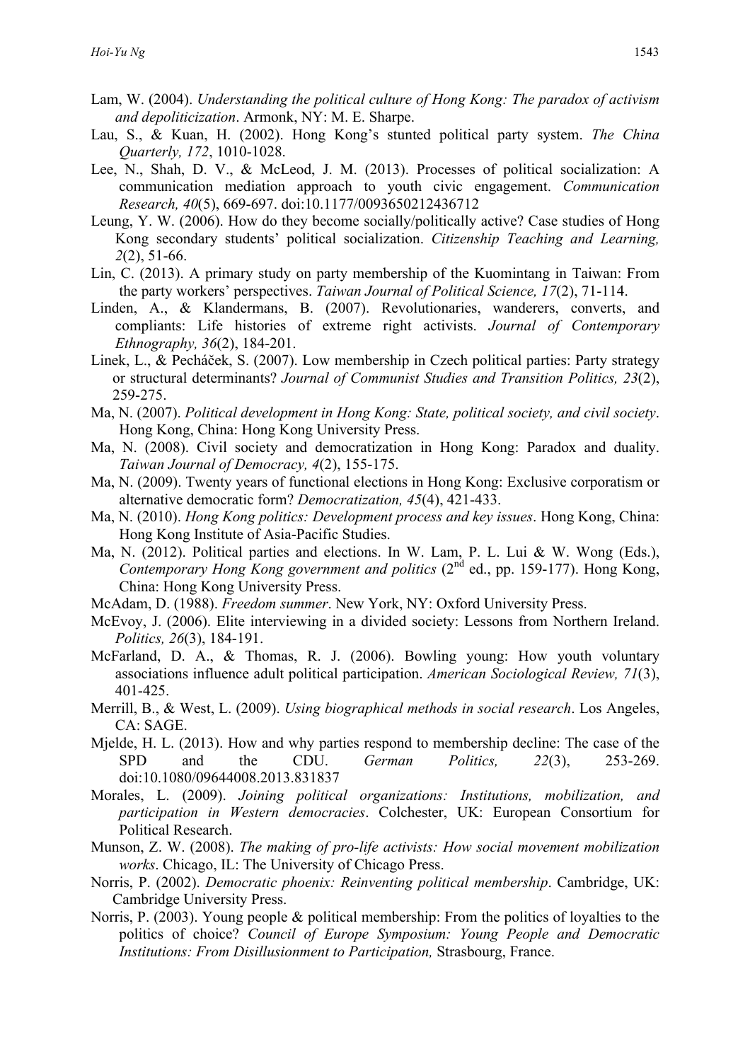Lam, W. (2004). *Understanding the political culture of Hong Kong: The paradox of activism and depoliticization*. Armonk, NY: M. E. Sharpe.

Lau, S., & Kuan, H. (2002). Hong Kong's stunted political party system. *The China Quarterly, 172*, 1010-1028.

Lee, N., Shah, D. V., & McLeod, J. M. (2013). Processes of political socialization: A communication mediation approach to youth civic engagement. *Communication Research, 40*(5), 669-697. doi:10.1177/0093650212436712

Leung, Y. W. (2006). How do they become socially/politically active? Case studies of Hong Kong secondary students' political socialization. *Citizenship Teaching and Learning, 2*(2), 51-66.

Lin, C. (2013). A primary study on party membership of the Kuomintang in Taiwan: From the party workers' perspectives. *Taiwan Journal of Political Science, 17*(2), 71-114.

Linden, A., & Klandermans, B. (2007). Revolutionaries, wanderers, converts, and compliants: Life histories of extreme right activists. *Journal of Contemporary Ethnography, 36*(2), 184-201.

Linek, L., & Pecháček, S. (2007). Low membership in Czech political parties: Party strategy or structural determinants? *Journal of Communist Studies and Transition Politics, 23*(2), 259-275.

Ma, N. (2007). *Political development in Hong Kong: State, political society, and civil society*. Hong Kong, China: Hong Kong University Press.

Ma, N. (2008). Civil society and democratization in Hong Kong: Paradox and duality. *Taiwan Journal of Democracy, 4*(2), 155-175.

Ma, N. (2009). Twenty years of functional elections in Hong Kong: Exclusive corporatism or alternative democratic form? *Democratization, 45*(4), 421-433.

Ma, N. (2010). *Hong Kong politics: Development process and key issues*. Hong Kong, China: Hong Kong Institute of Asia-Pacific Studies.

Ma, N. (2012). Political parties and elections. In W. Lam, P. L. Lui & W. Wong (Eds.), *Contemporary Hong Kong government and politics* (2nd ed., pp. 159-177). Hong Kong, China: Hong Kong University Press.

McAdam, D. (1988). *Freedom summer*. New York, NY: Oxford University Press.

McEvoy, J. (2006). Elite interviewing in a divided society: Lessons from Northern Ireland. *Politics, 26*(3), 184-191.

McFarland, D. A., & Thomas, R. J. (2006). Bowling young: How youth voluntary associations influence adult political participation. *American Sociological Review, 71*(3), 401-425.

Merrill, B., & West, L. (2009). *Using biographical methods in social research*. Los Angeles, CA: SAGE.

Mjelde, H. L. (2013). How and why parties respond to membership decline: The case of the SPD and the CDU. *German Politics, 22*(3), 253-269. doi:10.1080/09644008.2013.831837

Morales, L. (2009). *Joining political organizations: Institutions, mobilization, and participation in Western democracies*. Colchester, UK: European Consortium for Political Research.

Munson, Z. W. (2008). *The making of pro-life activists: How social movement mobilization works*. Chicago, IL: The University of Chicago Press.

Norris, P. (2002). *Democratic phoenix: Reinventing political membership*. Cambridge, UK: Cambridge University Press.

Norris, P. (2003). Young people & political membership: From the politics of loyalties to the politics of choice? *Council of Europe Symposium: Young People and Democratic Institutions: From Disillusionment to Participation,* Strasbourg, France.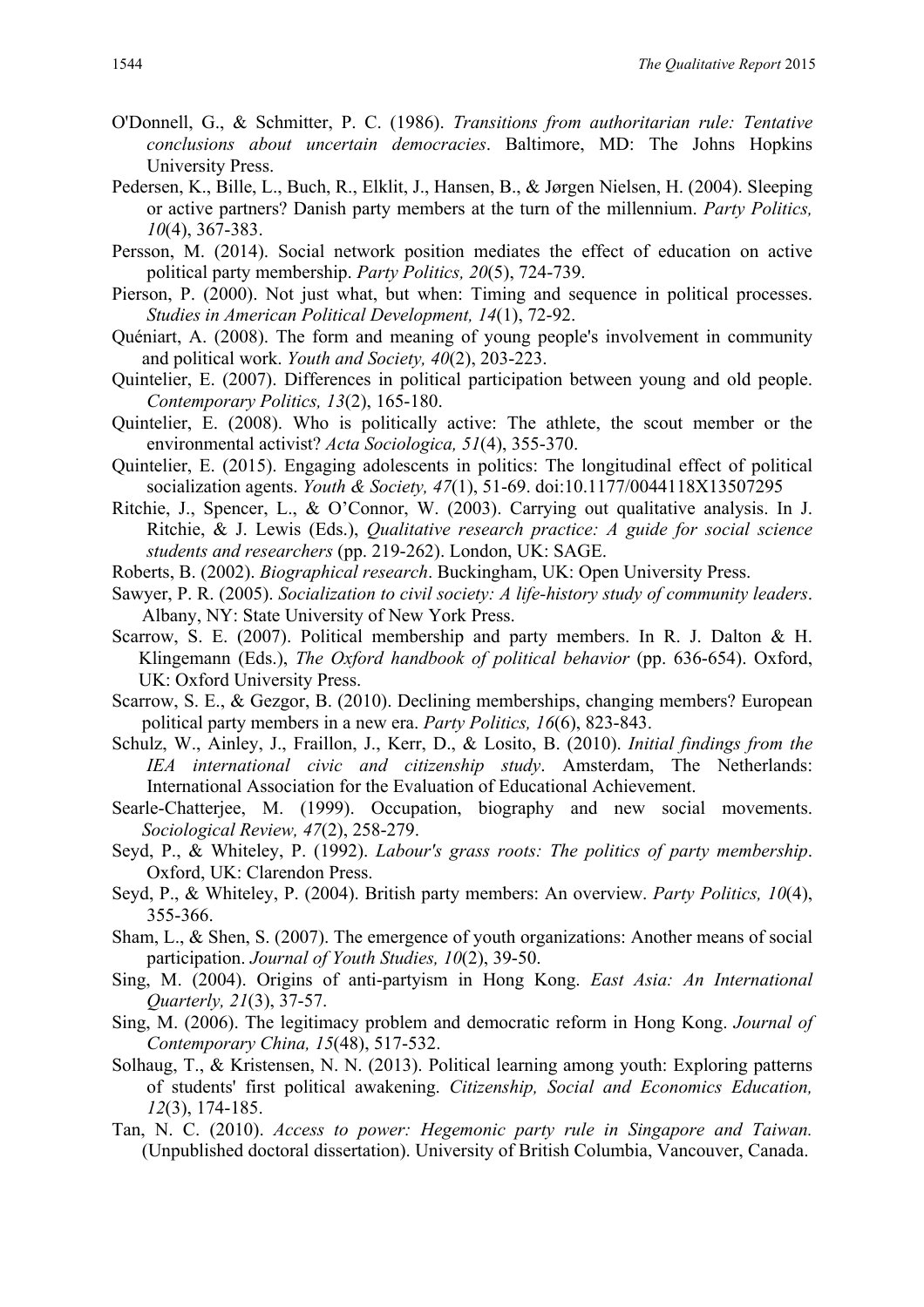O'Donnell, G., & Schmitter, P. C. (1986). *Transitions from authoritarian rule: Tentative conclusions about uncertain democracies*. Baltimore, MD: The Johns Hopkins University Press.

Pedersen, K., Bille, L., Buch, R., Elklit, J., Hansen, B., & Jørgen Nielsen, H. (2004). Sleeping or active partners? Danish party members at the turn of the millennium. *Party Politics, 10*(4), 367-383.

Persson, M. (2014). Social network position mediates the effect of education on active political party membership. *Party Politics, 20*(5), 724-739.

Pierson, P. (2000). Not just what, but when: Timing and sequence in political processes. *Studies in American Political Development, 14*(1), 72-92.

Quéniart, A. (2008). The form and meaning of young people's involvement in community and political work. *Youth and Society, 40*(2), 203-223.

Quintelier, E. (2007). Differences in political participation between young and old people. *Contemporary Politics, 13*(2), 165-180.

Quintelier, E. (2008). Who is politically active: The athlete, the scout member or the environmental activist? *Acta Sociologica, 51*(4), 355-370.

Quintelier, E. (2015). Engaging adolescents in politics: The longitudinal effect of political socialization agents. *Youth & Society, 47*(1), 51-69. doi:10.1177/0044118X13507295

Ritchie, J., Spencer, L., & O'Connor, W. (2003). Carrying out qualitative analysis. In J. Ritchie, & J. Lewis (Eds.), *Qualitative research practice: A guide for social science students and researchers* (pp. 219-262). London, UK: SAGE.

Roberts, B. (2002). *Biographical research*. Buckingham, UK: Open University Press.

Sawyer, P. R. (2005). *Socialization to civil society: A life-history study of community leaders*. Albany, NY: State University of New York Press.

Scarrow, S. E. (2007). Political membership and party members. In R. J. Dalton & H. Klingemann (Eds.), *The Oxford handbook of political behavior* (pp. 636-654). Oxford, UK: Oxford University Press.

Scarrow, S. E., & Gezgor, B. (2010). Declining memberships, changing members? European political party members in a new era. *Party Politics, 16*(6), 823-843.

Schulz, W., Ainley, J., Fraillon, J., Kerr, D., & Losito, B. (2010). *Initial findings from the IEA international civic and citizenship study*. Amsterdam, The Netherlands: International Association for the Evaluation of Educational Achievement.

Searle-Chatterjee, M. (1999). Occupation, biography and new social movements. *Sociological Review, 47*(2), 258-279.

Seyd, P., & Whiteley, P. (1992). *Labour's grass roots: The politics of party membership*. Oxford, UK: Clarendon Press.

Seyd, P., & Whiteley, P. (2004). British party members: An overview. *Party Politics, 10*(4), 355-366.

Sham, L., & Shen, S. (2007). The emergence of youth organizations: Another means of social participation. *Journal of Youth Studies, 10*(2), 39-50.

Sing, M. (2004). Origins of anti-partyism in Hong Kong. *East Asia: An International Quarterly, 21*(3), 37-57.

Sing, M. (2006). The legitimacy problem and democratic reform in Hong Kong. *Journal of Contemporary China, 15*(48), 517-532.

Solhaug, T., & Kristensen, N. N. (2013). Political learning among youth: Exploring patterns of students' first political awakening. *Citizenship, Social and Economics Education, 12*(3), 174-185.

Tan, N. C. (2010). *Access to power: Hegemonic party rule in Singapore and Taiwan.* (Unpublished doctoral dissertation). University of British Columbia, Vancouver, Canada.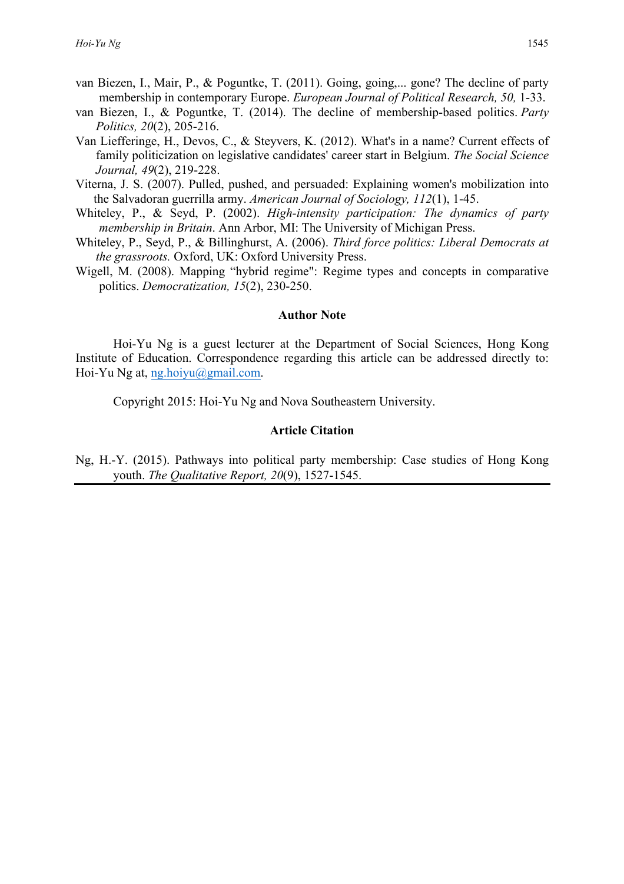van Biezen, I., Mair, P., & Poguntke, T. (2011). Going, going,... gone? The decline of party membership in contemporary Europe. *European Journal of Political Research, 50,* 1-33.

van Biezen, I., & Poguntke, T. (2014). The decline of membership-based politics. *Party Politics, 20*(2), 205-216.

Van Liefferinge, H., Devos, C., & Steyvers, K. (2012). What's in a name? Current effects of family politicization on legislative candidates' career start in Belgium. *The Social Science Journal, 49*(2), 219-228.

Viterna, J. S. (2007). Pulled, pushed, and persuaded: Explaining women's mobilization into the Salvadoran guerrilla army. *American Journal of Sociology, 112*(1), 1-45.

Whiteley, P., & Seyd, P. (2002). *High-intensity participation: The dynamics of party membership in Britain*. Ann Arbor, MI: The University of Michigan Press.

Whiteley, P., Seyd, P., & Billinghurst, A. (2006). *Third force politics: Liberal Democrats at the grassroots.* Oxford, UK: Oxford University Press.

Wigell, M. (2008). Mapping "hybrid regime": Regime types and concepts in comparative politics. *Democratization, 15*(2), 230-250.

## Author Note

Hoi-Yu Ng is a guest lecturer at the Department of Social Sciences, Hong Kong Institute of Education. Correspondence regarding this article can be addressed directly to: Hoi-Yu Ng at, ng.hoiyu@gmail.com.

Copyright 2015: Hoi-Yu Ng and Nova Southeastern University.

## Article Citation

Ng, H.-Y. (2015). Pathways into political party membership: Case studies of Hong Kong youth. *The Qualitative Report, 20*(9), 1527-1545.